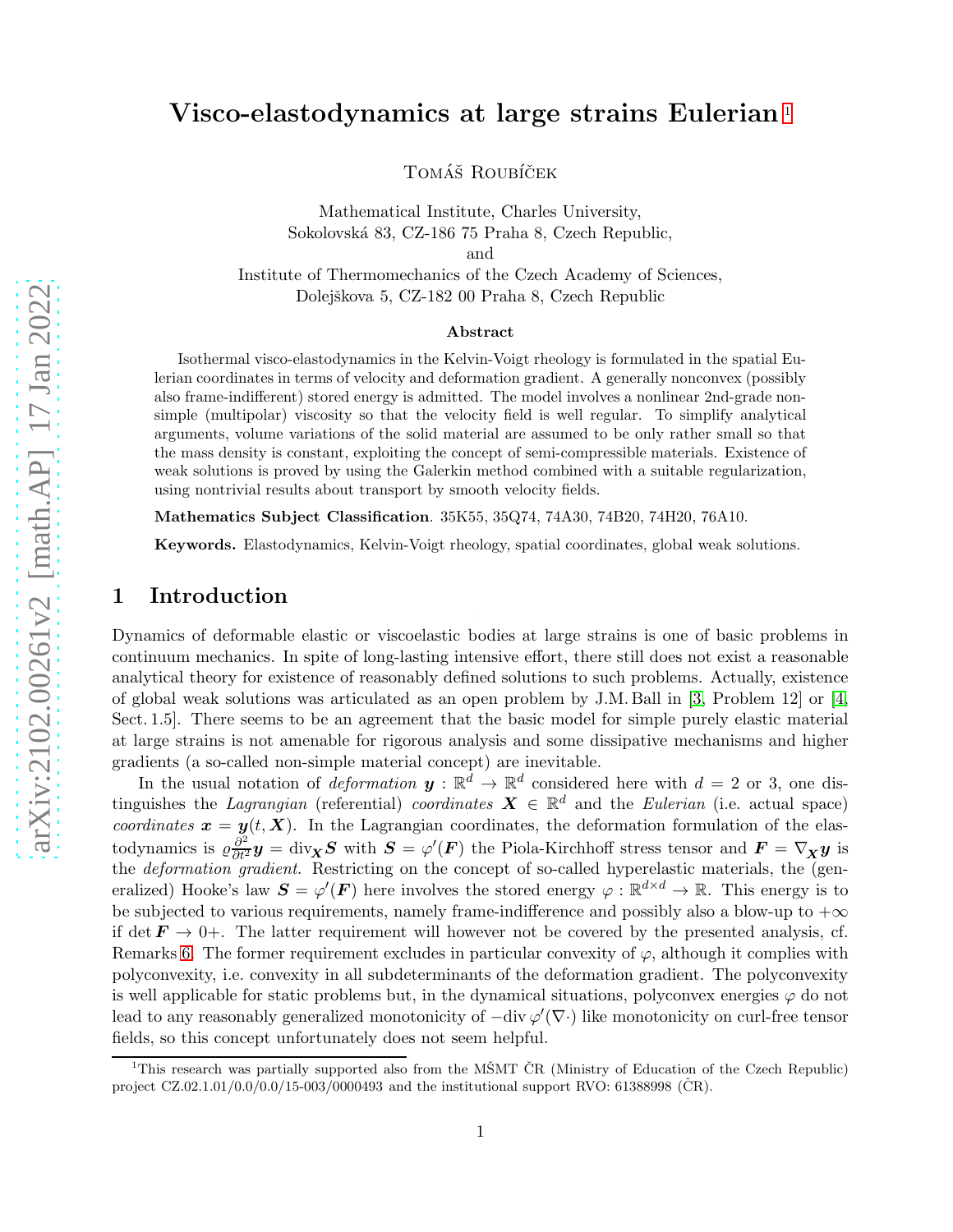# Visco-elastodynamics at large strains Eulerian [1]

Tomáš Roubíček

Mathematical Institute, Charles University,
Sokolovská 83, CZ-186 75 Praha 8, Czech Republic,
and
Institute of Thermomechanics of the Czech Academy of Sciences,
Dolejškova 5, CZ-182 00 Praha 8, Czech Republic

### Abstract

Isothermal visco-elastodynamics in the Kelvin-Voigt rheology is formulated in the spatial Eulerian coordinates in terms of velocity and deformation gradient. A generally nonconvex (possibly also frame-indifferent) stored energy is admitted. The model involves a nonlinear 2nd-grade nonsimple (multipolar) viscosity so that the velocity field is well regular. To simplify analytical arguments, volume variations of the solid material are assumed to be only rather small so that the mass density is constant, exploiting the concept of semi-compressible materials. Existence of weak solutions is proved by using the Galerkin method combined with a suitable regularization, using nontrivial results about transport by smooth velocity fields.

**Mathematics Subject Classification**. 35K55, 35Q74, 74A30, 74B20, 74H20, 76A10.

**Keywords.** Elastodynamics, Kelvin-Voigt rheology, spatial coordinates, global weak solutions.

## 1 Introduction

Dynamics of deformable elastic or viscoelastic bodies at large strains is one of basic problems in continuum mechanics. In spite of long-lasting intensive effort, there still does not exist a reasonable analytical theory for existence of reasonably defined solutions to such problems. Actually, existence of global weak solutions was articulated as an open problem by J.M. Ball in [3, Problem 12] or [4, Sect. 1.5]. There seems to be an agreement that the basic model for simple purely elastic material at large strains is not amenable for rigorous analysis and some dissipative mechanisms and higher gradients (a so-called non-simple material concept) are inevitable.

In the usual notation of *deformation* $\boldsymbol{y}:\mathbb{R}^d\to\mathbb{R}^d$ considered here with $d=2$ or 3, one distinguishes the *Lagrangian* (referential) *coordinates* $\boldsymbol{X}\in\mathbb{R}^d$ and the *Eulerian* (i.e. actual space) *coordinates* $\boldsymbol{x}=\boldsymbol{y}(t,\boldsymbol{X})$. In the Lagrangian coordinates, the deformation formulation of the elastodynamics is $\varrho\frac{\partial^2}{\partial t^2}\boldsymbol{y}=\mathrm{div}_{\boldsymbol{X}}\boldsymbol{S}$ with $\boldsymbol{S}=\varphi'(\boldsymbol{F})$ the Piola-Kirchhoff stress tensor and $\boldsymbol{F}=\nabla_{\boldsymbol{X}}\boldsymbol{y}$ is the *deformation gradient*. Restricting on the concept of so-called hyperelastic materials, the (generalized) Hooke's law $\boldsymbol{S}=\varphi'(\boldsymbol{F})$ here involves the stored energy $\varphi:\mathbb{R}^{d\times d}\to\mathbb{R}$. This energy is to be subjected to various requirements, namely frame-indifference and possibly also a blow-up to $+\infty$ if $\det\boldsymbol{F}\to 0+$. The latter requirement will however not be covered by the presented analysis, cf. Remarks 6. The former requirement excludes in particular convexity of $\varphi$, although it complies with polyconvexity, i.e. convexity in all subdeterminants of the deformation gradient. The polyconvexity is well applicable for static problems but, in the dynamical situations, polyconvex energies $\varphi$ do not lead to any reasonably generalized monotonicity of $-\mathrm{div}\,\varphi'(\nabla\cdot)$ like monotonicity on curl-free tensor fields, so this concept unfortunately does not seem helpful.

[1] This research was partially supported also from the MŠMT ČR (Ministry of Education of the Czech Republic) project CZ.02.1.01/0.0/0.0/15-003/0000493 and the institutional support RVO: 61388998 (ČR).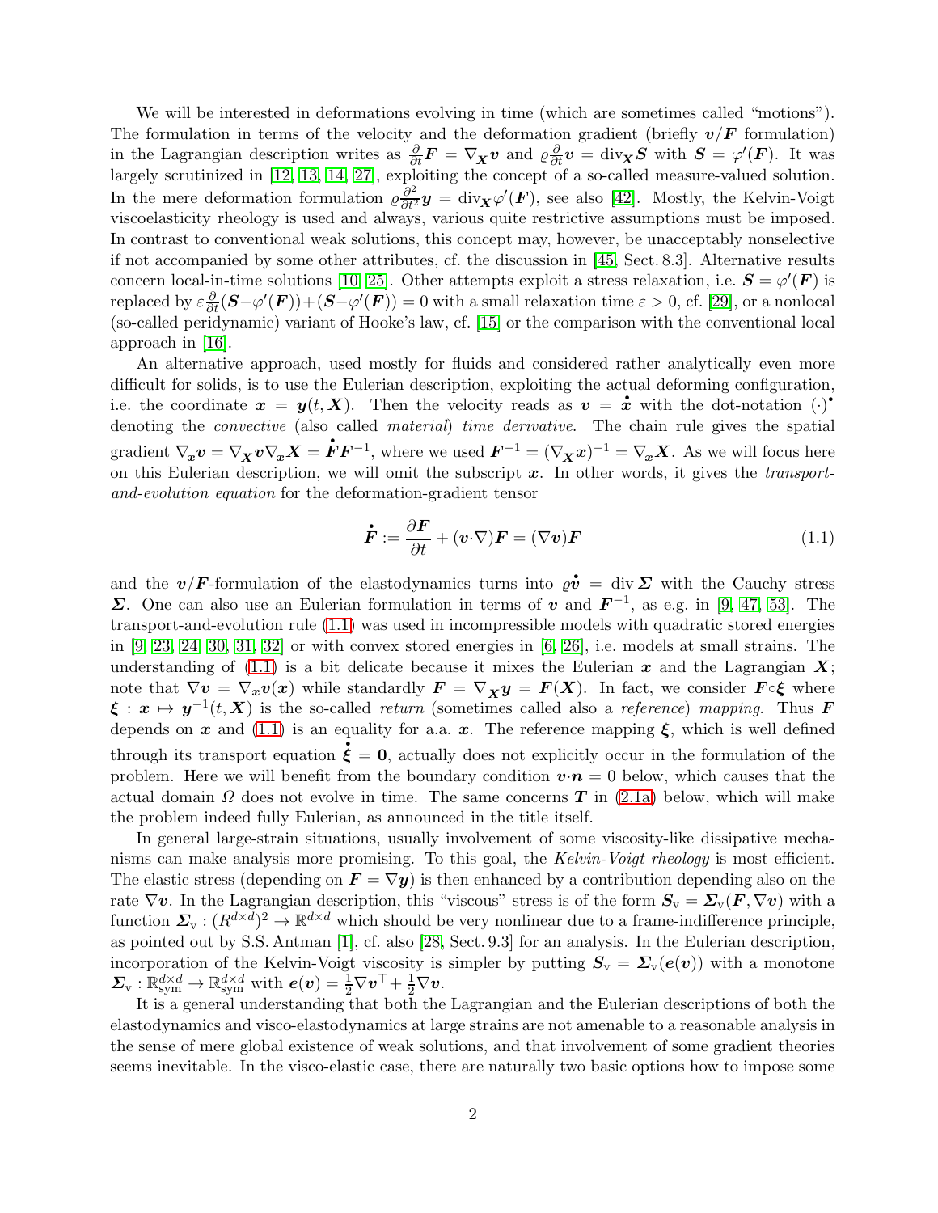We will be interested in deformations evolving in time (which are sometimes called "motions"). The formulation in terms of the velocity and the deformation gradient (briefly $\boldsymbol{v}/\boldsymbol{F}$ formulation) in the Lagrangian description writes as $\frac{\partial}{\partial t}\boldsymbol{F} = \nabla_{\boldsymbol{X}}\boldsymbol{v}$ and $\varrho\frac{\partial}{\partial t}\boldsymbol{v} = \mathrm{div}_{\boldsymbol{X}}\boldsymbol{S}$ with $\boldsymbol{S} = \varphi'(\boldsymbol{F})$. It was largely scrutinized in [12, 13, 14, 27], exploiting the concept of a so-called measure-valued solution. In the mere deformation formulation $\varrho\frac{\partial^2}{\partial t^2}\boldsymbol{y} = \mathrm{div}_{\boldsymbol{X}}\varphi'(\boldsymbol{F})$, see also [42]. Mostly, the Kelvin-Voigt viscoelasticity rheology is used and always, various quite restrictive assumptions must be imposed. In contrast to conventional weak solutions, this concept may, however, be unacceptably nonselective if not accompanied by some other attributes, cf. the discussion in [45, Sect. 8.3]. Alternative results concern local-in-time solutions [10, 25]. Other attempts exploit a stress relaxation, i.e. $\boldsymbol{S} = \varphi'(\boldsymbol{F})$ is replaced by $\varepsilon\frac{\partial}{\partial t}(\boldsymbol{S}-\varphi'(\boldsymbol{F}))+(\boldsymbol{S}-\varphi'(\boldsymbol{F})) = 0$ with a small relaxation time $\varepsilon > 0$, cf. [29], or a nonlocal (so-called peridynamic) variant of Hooke's law, cf. [15] or the comparison with the conventional local approach in [16].

An alternative approach, used mostly for fluids and considered rather analytically even more difficult for solids, is to use the Eulerian description, exploiting the actual deforming configuration, i.e. the coordinate $\boldsymbol{x} = \boldsymbol{y}(t,\boldsymbol{X})$. Then the velocity reads as $\boldsymbol{v} = \dot{\boldsymbol{x}}$ with the dot-notation $(\cdot)^{\bullet}$ denoting the *convective* (also called *material*) *time derivative*. The chain rule gives the spatial gradient $\nabla_{\boldsymbol{x}}\boldsymbol{v} = \nabla_{\boldsymbol{X}}\boldsymbol{v}\nabla_{\boldsymbol{x}}\boldsymbol{X} = \dot{\boldsymbol{F}}\boldsymbol{F}^{-1}$, where we used $\boldsymbol{F}^{-1} = (\nabla_{\boldsymbol{X}}\boldsymbol{x})^{-1} = \nabla_{\boldsymbol{x}}\boldsymbol{X}$. As we will focus here on this Eulerian description, we will omit the subscript $\boldsymbol{x}$. In other words, it gives the *transport-and-evolution equation* for the deformation-gradient tensor

$$\dot{\boldsymbol{F}} := \frac{\partial \boldsymbol{F}}{\partial t} + (\boldsymbol{v}\cdot\nabla)\boldsymbol{F} = (\nabla\boldsymbol{v})\boldsymbol{F} \tag{1.1}$$

and the $\boldsymbol{v}/\boldsymbol{F}$-formulation of the elastodynamics turns into $\varrho\dot{\boldsymbol{v}} = \mathrm{div}\,\boldsymbol{\Sigma}$ with the Cauchy stress $\boldsymbol{\Sigma}$. One can also use an Eulerian formulation in terms of $\boldsymbol{v}$ and $\boldsymbol{F}^{-1}$, as e.g. in [9, 47, 53]. The transport-and-evolution rule (1.1) was used in incompressible models with quadratic stored energies in [9, 23, 24, 30, 31, 32] or with convex stored energies in [6, 26], i.e. models at small strains. The understanding of (1.1) is a bit delicate because it mixes the Eulerian $\boldsymbol{x}$ and the Lagrangian $\boldsymbol{X}$; note that $\nabla\boldsymbol{v} = \nabla_{\boldsymbol{x}}\boldsymbol{v}(\boldsymbol{x})$ while standardly $\boldsymbol{F} = \nabla_{\boldsymbol{X}}\boldsymbol{y} = \boldsymbol{F}(\boldsymbol{X})$. In fact, we consider $\boldsymbol{F}\circ\boldsymbol{\xi}$ where $\boldsymbol{\xi} : \boldsymbol{x} \mapsto \boldsymbol{y}^{-1}(t,\boldsymbol{X})$ is the so-called *return* (sometimes called also a *reference*) *mapping*. Thus $\boldsymbol{F}$ depends on $\boldsymbol{x}$ and (1.1) is an equality for a.a. $\boldsymbol{x}$. The reference mapping $\boldsymbol{\xi}$, which is well defined through its transport equation $\dot{\boldsymbol{\xi}} = \boldsymbol{0}$, actually does not explicitly occur in the formulation of the problem. Here we will benefit from the boundary condition $\boldsymbol{v}\cdot\boldsymbol{n} = 0$ below, which causes that the actual domain $\varOmega$ does not evolve in time. The same concerns $\boldsymbol{T}$ in (2.1a) below, which will make the problem indeed fully Eulerian, as announced in the title itself.

In general large-strain situations, usually involvement of some viscosity-like dissipative mechanisms can make analysis more promising. To this goal, the *Kelvin-Voigt rheology* is most efficient. The elastic stress (depending on $\boldsymbol{F} = \nabla\boldsymbol{y}$) is then enhanced by a contribution depending also on the rate $\nabla\boldsymbol{v}$. In the Lagrangian description, this "viscous" stress is of the form $\boldsymbol{S}_{\mathrm{v}} = \boldsymbol{\Sigma}_{\mathrm{v}}(\boldsymbol{F},\nabla\boldsymbol{v})$ with a function $\boldsymbol{\Sigma}_{\mathrm{v}} : (R^{d\times d})^2 \to \mathbb{R}^{d\times d}$ which should be very nonlinear due to a frame-indifference principle, as pointed out by S.S. Antman [1], cf. also [28, Sect. 9.3] for an analysis. In the Eulerian description, incorporation of the Kelvin-Voigt viscosity is simpler by putting $\boldsymbol{S}_{\mathrm{v}} = \boldsymbol{\Sigma}_{\mathrm{v}}(\boldsymbol{e}(\boldsymbol{v}))$ with a monotone $\boldsymbol{\Sigma}_{\mathrm{v}} : \mathbb{R}^{d\times d}_{\mathrm{sym}} \to \mathbb{R}^{d\times d}_{\mathrm{sym}}$ with $\boldsymbol{e}(\boldsymbol{v}) = \frac{1}{2}\nabla\boldsymbol{v}^{\top} + \frac{1}{2}\nabla\boldsymbol{v}$.

It is a general understanding that both the Lagrangian and the Eulerian descriptions of both the elastodynamics and visco-elastodynamics at large strains are not amenable to a reasonable analysis in the sense of mere global existence of weak solutions, and that involvement of some gradient theories seems inevitable. In the visco-elastic case, there are naturally two basic options how to impose some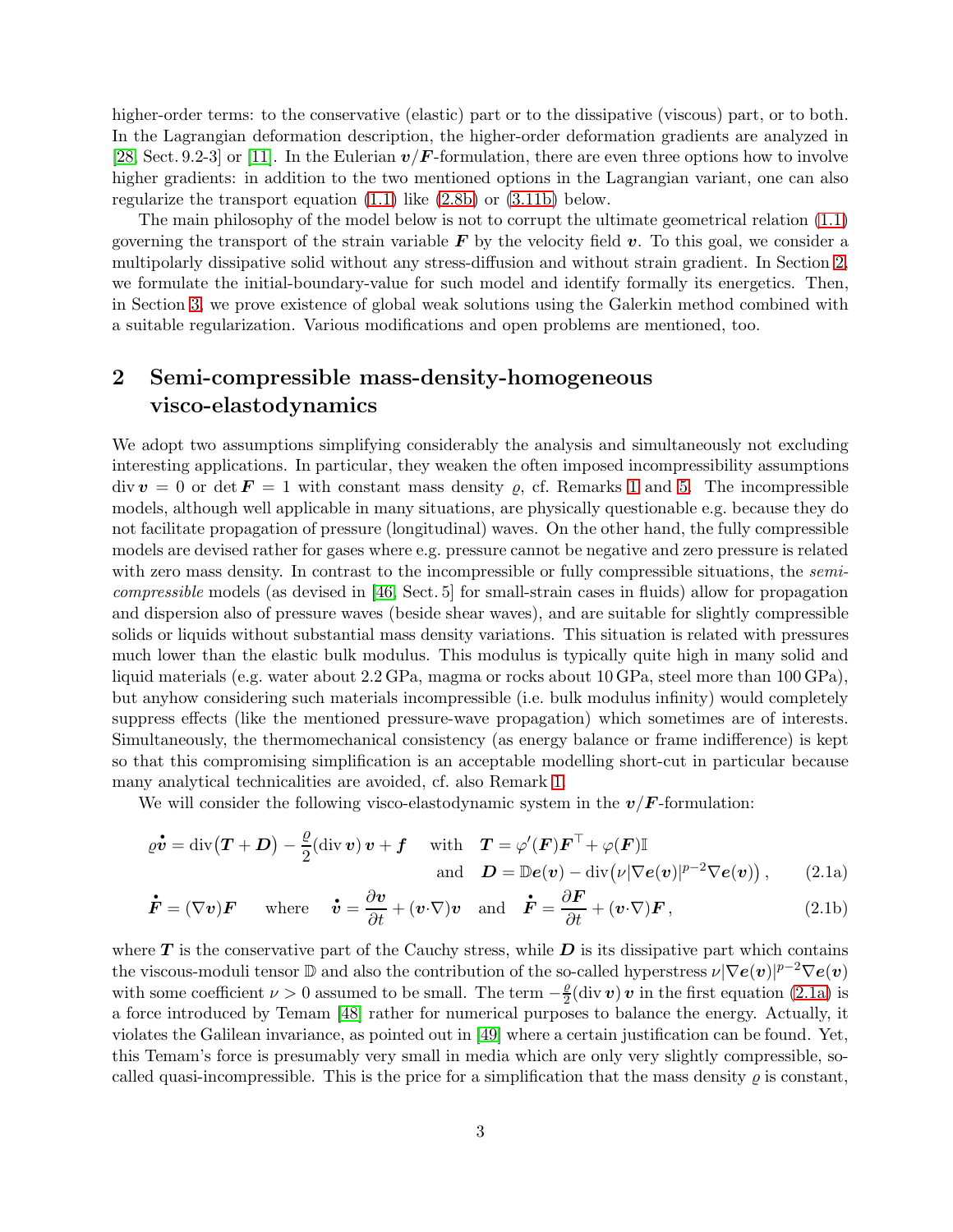higher-order terms: to the conservative (elastic) part or to the dissipative (viscous) part, or to both. In the Lagrangian deformation description, the higher-order deformation gradients are analyzed in [28, Sect. 9.2-3] or [11]. In the Eulerian $\boldsymbol{v}/\boldsymbol{F}$-formulation, there are even three options how to involve higher gradients: in addition to the two mentioned options in the Lagrangian variant, one can also regularize the transport equation (1.1) like (2.8b) or (3.11b) below.

The main philosophy of the model below is not to corrupt the ultimate geometrical relation (1.1) governing the transport of the strain variable $\boldsymbol{F}$ by the velocity field $\boldsymbol{v}$. To this goal, we consider a multipolarly dissipative solid without any stress-diffusion and without strain gradient. In Section 2, we formulate the initial-boundary-value for such model and identify formally its energetics. Then, in Section 3, we prove existence of global weak solutions using the Galerkin method combined with a suitable regularization. Various modifications and open problems are mentioned, too.

## 2 Semi-compressible mass-density-homogeneous visco-elastodynamics

We adopt two assumptions simplifying considerably the analysis and simultaneously not excluding interesting applications. In particular, they weaken the often imposed incompressibility assumptions $\operatorname{div}\boldsymbol{v} = 0$ or $\det \boldsymbol{F} = 1$ with constant mass density $\varrho$, cf. Remarks 1 and 5. The incompressible models, although well applicable in many situations, are physically questionable e.g. because they do not facilitate propagation of pressure (longitudinal) waves. On the other hand, the fully compressible models are devised rather for gases where e.g. pressure cannot be negative and zero pressure is related with zero mass density. In contrast to the incompressible or fully compressible situations, the *semi-compressible* models (as devised in [46, Sect. 5] for small-strain cases in fluids) allow for propagation and dispersion also of pressure waves (beside shear waves), and are suitable for slightly compressible solids or liquids without substantial mass density variations. This situation is related with pressures much lower than the elastic bulk modulus. This modulus is typically quite high in many solid and liquid materials (e.g. water about 2.2 GPa, magma or rocks about 10 GPa, steel more than 100 GPa), but anyhow considering such materials incompressible (i.e. bulk modulus infinity) would completely suppress effects (like the mentioned pressure-wave propagation) which sometimes are of interests. Simultaneously, the thermomechanical consistency (as energy balance or frame indifference) is kept so that this compromising simplification is an acceptable modelling short-cut in particular because many analytical technicalities are avoided, cf. also Remark 1.

We will consider the following visco-elastodynamic system in the $\boldsymbol{v}/\boldsymbol{F}$-formulation:

$$
\varrho\overset{\bullet}{\boldsymbol{v}} = \operatorname{div}\big(\boldsymbol{T}+\boldsymbol{D}\big) - \frac{\varrho}{2}(\operatorname{div}\boldsymbol{v})\,\boldsymbol{v} + \boldsymbol{f} \quad \text{ with } \quad \boldsymbol{T} = \varphi'(\boldsymbol{F})\boldsymbol{F}^\top + \varphi(\boldsymbol{F})\mathbb{I}
$$
$$
\text{and} \quad \boldsymbol{D} = \mathbb{D}\boldsymbol{e}(\boldsymbol{v}) - \operatorname{div}\big(\nu|\nabla\boldsymbol{e}(\boldsymbol{v})|^{p-2}\nabla\boldsymbol{e}(\boldsymbol{v})\big)\,, \tag{2.1a}
$$

$$
\overset{\bullet}{\boldsymbol{F}} = (\nabla\boldsymbol{v})\boldsymbol{F} \quad \text{ where } \quad \overset{\bullet}{\boldsymbol{v}} = \frac{\partial\boldsymbol{v}}{\partial t} + (\boldsymbol{v}\cdot\nabla)\boldsymbol{v} \quad \text{and} \quad \overset{\bullet}{\boldsymbol{F}} = \frac{\partial\boldsymbol{F}}{\partial t} + (\boldsymbol{v}\cdot\nabla)\boldsymbol{F}\,, \tag{2.1b}
$$

where $\boldsymbol{T}$ is the conservative part of the Cauchy stress, while $\boldsymbol{D}$ is its dissipative part which contains the viscous-moduli tensor $\mathbb{D}$ and also the contribution of the so-called hyperstress $\nu|\nabla\boldsymbol{e}(\boldsymbol{v})|^{p-2}\nabla\boldsymbol{e}(\boldsymbol{v})$ with some coefficient $\nu > 0$ assumed to be small. The term $-\frac{\varrho}{2}(\operatorname{div}\boldsymbol{v})\,\boldsymbol{v}$ in the first equation (2.1a) is a force introduced by Temam [48] rather for numerical purposes to balance the energy. Actually, it violates the Galilean invariance, as pointed out in [49] where a certain justification can be found. Yet, this Temam's force is presumably very small in media which are only very slightly compressible, so-called quasi-incompressible. This is the price for a simplification that the mass density $\varrho$ is constant,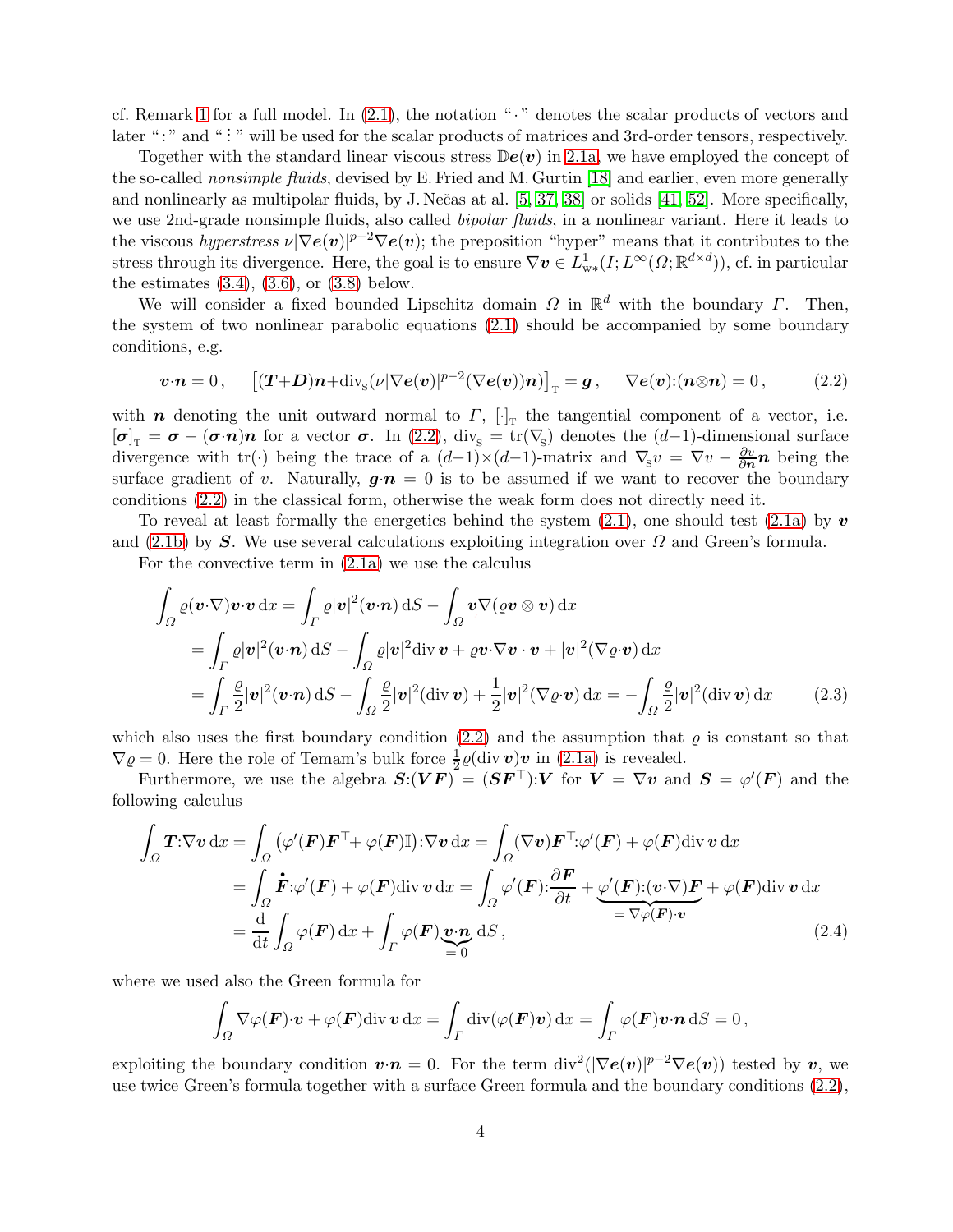cf. Remark 1 for a full model. In (2.1), the notation " $\cdot$ " denotes the scalar products of vectors and later " $:$ " and " $\vdots$ " will be used for the scalar products of matrices and 3rd-order tensors, respectively.

Together with the standard linear viscous stress $\mathbb{D}\boldsymbol{e}(\boldsymbol{v})$ in 2.1a, we have employed the concept of the so-called *nonsimple fluids*, devised by E. Fried and M. Gurtin [18] and earlier, even more generally and nonlinearly as multipolar fluids, by J. Nečas at al. [5, 37, 38] or solids [41, 52]. More specifically, we use 2nd-grade nonsimple fluids, also called *bipolar fluids*, in a nonlinear variant. Here it leads to the viscous *hyperstress* $\nu|\nabla\boldsymbol{e}(\boldsymbol{v})|^{p-2}\nabla\boldsymbol{e}(\boldsymbol{v})$; the preposition "hyper" means that it contributes to the stress through its divergence. Here, the goal is to ensure $\nabla\boldsymbol{v}\in L^1_{\rm w*}(I;L^\infty(\Omega;\mathbb{R}^{d\times d}))$, cf. in particular the estimates (3.4), (3.6), or (3.8) below.

We will consider a fixed bounded Lipschitz domain $\Omega$ in $\mathbb{R}^d$ with the boundary $\Gamma$. Then, the system of two nonlinear parabolic equations (2.1) should be accompanied by some boundary conditions, e.g.

$$
\boldsymbol{v}{\cdot}\boldsymbol{n}=0\,,\qquad \big[(\boldsymbol{T}{+}\boldsymbol{D})\boldsymbol{n}{+}{\rm div}_{\rm S}(\nu|\nabla\boldsymbol{e}(\boldsymbol{v})|^{p-2}(\nabla\boldsymbol{e}(\boldsymbol{v}))\boldsymbol{n})\big]_{\rm T}=\boldsymbol{g}\,,\qquad \nabla\boldsymbol{e}(\boldsymbol{v}){:}(\boldsymbol{n}{\otimes}\boldsymbol{n})=0\,, \tag{2.2}
$$

with $\boldsymbol{n}$ denoting the unit outward normal to $\Gamma$, $[\cdot]_{\rm T}$ the tangential component of a vector, i.e. $[\boldsymbol{\sigma}]_{\rm T}=\boldsymbol{\sigma}-(\boldsymbol{\sigma}{\cdot}\boldsymbol{n})\boldsymbol{n}$ for a vector $\boldsymbol{\sigma}$. In (2.2), ${\rm div}_{\rm S}={\rm tr}(\nabla_{\rm S})$ denotes the $(d{-}1)$-dimensional surface divergence with ${\rm tr}(\cdot)$ being the trace of a $(d{-}1){\times}(d{-}1)$-matrix and $\nabla_{\rm S}v=\nabla v-\frac{\partial v}{\partial\boldsymbol{n}}\boldsymbol{n}$ being the surface gradient of $v$. Naturally, $\boldsymbol{g}{\cdot}\boldsymbol{n}=0$ is to be assumed if we want to recover the boundary conditions (2.2) in the classical form, otherwise the weak form does not directly need it.

To reveal at least formally the energetics behind the system (2.1), one should test (2.1a) by $\boldsymbol{v}$ and (2.1b) by $\boldsymbol{S}$. We use several calculations exploiting integration over $\Omega$ and Green's formula.

For the convective term in (2.1a) we use the calculus

$$
\begin{aligned}
\int_\Omega\varrho(\boldsymbol{v}{\cdot}\nabla)\boldsymbol{v}{\cdot}\boldsymbol{v}\,{\rm d}x&=\int_\Gamma\varrho|\boldsymbol{v}|^2(\boldsymbol{v}{\cdot}\boldsymbol{n})\,{\rm d}S-\int_\Omega\boldsymbol{v}\nabla(\varrho\boldsymbol{v}\otimes\boldsymbol{v})\,{\rm d}x\\
&=\int_\Gamma\varrho|\boldsymbol{v}|^2(\boldsymbol{v}{\cdot}\boldsymbol{n})\,{\rm d}S-\int_\Omega\varrho|\boldsymbol{v}|^2{\rm div}\,\boldsymbol{v}+\varrho\boldsymbol{v}{\cdot}\nabla\boldsymbol{v}\cdot\boldsymbol{v}+|\boldsymbol{v}|^2(\nabla\varrho{\cdot}\boldsymbol{v})\,{\rm d}x\\
&=\int_\Gamma\frac{\varrho}{2}|\boldsymbol{v}|^2(\boldsymbol{v}{\cdot}\boldsymbol{n})\,{\rm d}S-\int_\Omega\frac{\varrho}{2}|\boldsymbol{v}|^2({\rm div}\,\boldsymbol{v})+\frac12|\boldsymbol{v}|^2(\nabla\varrho{\cdot}\boldsymbol{v})\,{\rm d}x=-\int_\Omega\frac{\varrho}{2}|\boldsymbol{v}|^2({\rm div}\,\boldsymbol{v})\,{\rm d}x
\end{aligned}\tag{2.3}
$$

which also uses the first boundary condition (2.2) and the assumption that $\varrho$ is constant so that $\nabla\varrho=0$. Here the role of Temam's bulk force $\frac12\varrho({\rm div}\,\boldsymbol{v})\boldsymbol{v}$ in (2.1a) is revealed.

Furthermore, we use the algebra $\boldsymbol{S}{:}(\boldsymbol{V}\boldsymbol{F})=(\boldsymbol{S}\boldsymbol{F}^\top){:}\boldsymbol{V}$ for $\boldsymbol{V}=\nabla\boldsymbol{v}$ and $\boldsymbol{S}=\varphi'(\boldsymbol{F})$ and the following calculus

$$
\begin{aligned}
\int_\Omega\boldsymbol{T}{:}\nabla\boldsymbol{v}\,{\rm d}x&=\int_\Omega\big(\varphi'(\boldsymbol{F})\boldsymbol{F}^\top{+}\,\varphi(\boldsymbol{F})\mathbb{I}\big){:}\nabla\boldsymbol{v}\,{\rm d}x=\int_\Omega(\nabla\boldsymbol{v})\boldsymbol{F}^\top{:}\varphi'(\boldsymbol{F})+\varphi(\boldsymbol{F}){\rm div}\,\boldsymbol{v}\,{\rm d}x\\
&=\int_\Omega\dot{\boldsymbol{F}}{:}\varphi'(\boldsymbol{F})+\varphi(\boldsymbol{F}){\rm div}\,\boldsymbol{v}\,{\rm d}x=\int_\Omega\varphi'(\boldsymbol{F}){:}\frac{\partial\boldsymbol{F}}{\partial t}+\underbrace{\varphi'(\boldsymbol{F}){:}(\boldsymbol{v}{\cdot}\nabla)\boldsymbol{F}}_{=\,\nabla\varphi(\boldsymbol{F})\cdot\boldsymbol{v}}+\varphi(\boldsymbol{F}){\rm div}\,\boldsymbol{v}\,{\rm d}x\\
&=\frac{\rm d}{{\rm d}t}\int_\Omega\varphi(\boldsymbol{F})\,{\rm d}x+\int_\Gamma\varphi(\boldsymbol{F})\underbrace{\boldsymbol{v}{\cdot}\boldsymbol{n}}_{=\,0}\,{\rm d}S\,,
\end{aligned}\tag{2.4}
$$

where we used also the Green formula for

$$
\int_\Omega\nabla\varphi(\boldsymbol{F}){\cdot}\boldsymbol{v}+\varphi(\boldsymbol{F}){\rm div}\,\boldsymbol{v}\,{\rm d}x=\int_\Gamma{\rm div}(\varphi(\boldsymbol{F})\boldsymbol{v})\,{\rm d}x=\int_\Gamma\varphi(\boldsymbol{F})\boldsymbol{v}{\cdot}\boldsymbol{n}\,{\rm d}S=0\,,
$$

exploiting the boundary condition $\boldsymbol{v}{\cdot}\boldsymbol{n}=0$. For the term ${\rm div}^2(|\nabla\boldsymbol{e}(\boldsymbol{v})|^{p-2}\nabla\boldsymbol{e}(\boldsymbol{v}))$ tested by $\boldsymbol{v}$, we use twice Green's formula together with a surface Green formula and the boundary conditions (2.2),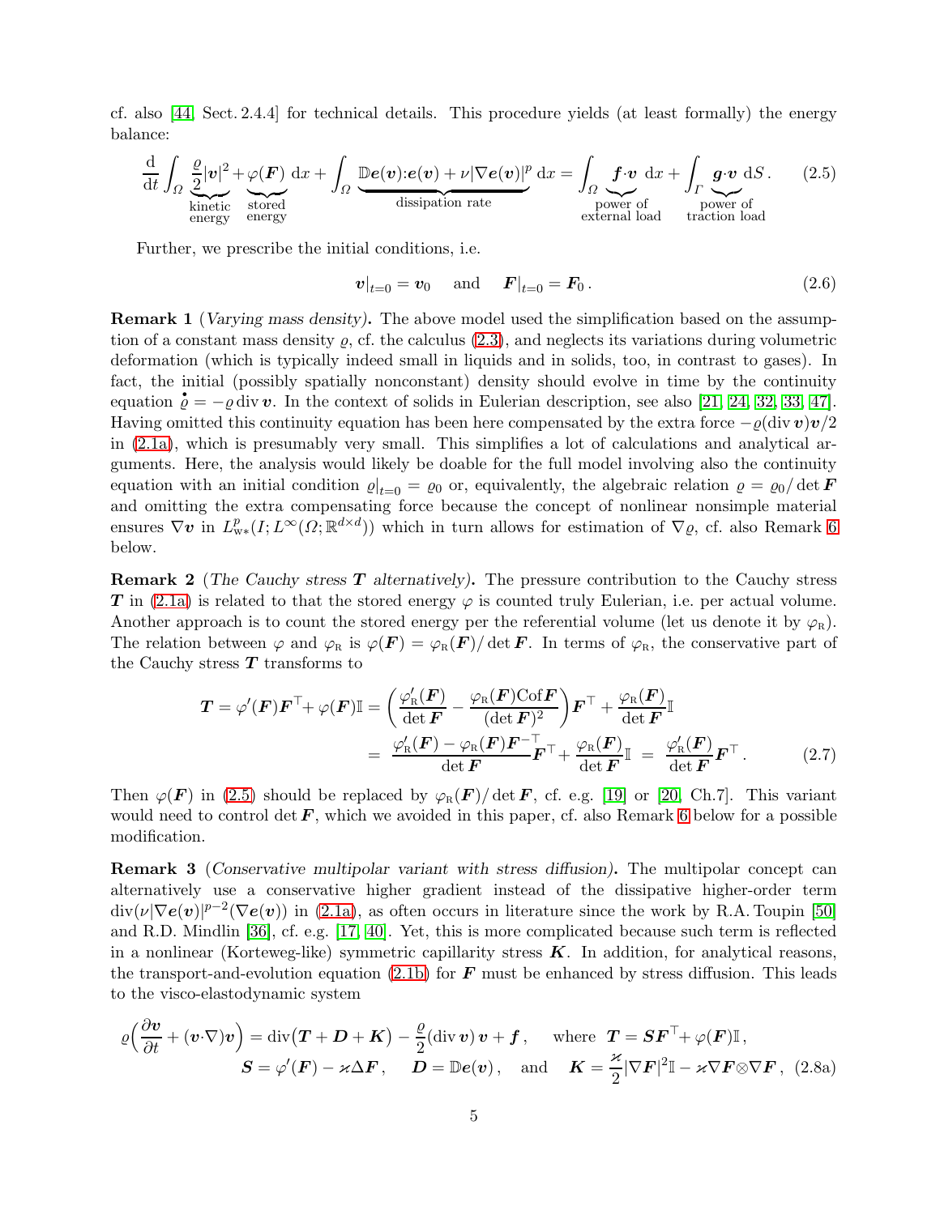cf. also [44, Sect. 2.4.4] for technical details. This procedure yields (at least formally) the energy balance:

$$
\frac{\mathrm{d}}{\mathrm{d}t}\int_\Omega \underbrace{\frac{\varrho}{2}|\boldsymbol{v}|^2}_{\substack{\text{kinetic}\\\text{energy}}}+\underbrace{\varphi(\boldsymbol{F})}_{\substack{\text{stored}\\\text{energy}}}\,\mathrm{d}x+\int_\Omega \underbrace{\mathbb{D}\boldsymbol{e}(\boldsymbol{v}){:}\boldsymbol{e}(\boldsymbol{v})+\nu|\nabla\boldsymbol{e}(\boldsymbol{v})|^p}_{\text{dissipation rate}}\,\mathrm{d}x=\int_\Omega \underbrace{\boldsymbol{f}{\cdot}\boldsymbol{v}}_{\substack{\text{power of}\\\text{external load}}}\,\mathrm{d}x+\int_\Gamma \underbrace{\boldsymbol{g}{\cdot}\boldsymbol{v}}_{\substack{\text{power of}\\\text{traction load}}}\,\mathrm{d}S\,. \tag{2.5}
$$

Further, we prescribe the initial conditions, i.e.

$$
\boldsymbol{v}|_{t=0}=\boldsymbol{v}_0 \quad\text{ and }\quad \boldsymbol{F}|_{t=0}=\boldsymbol{F}_0\,. \tag{2.6}
$$

**Remark 1** (*Varying mass density*)**.** The above model used the simplification based on the assumption of a constant mass density $\varrho$, cf. the calculus (2.3), and neglects its variations during volumetric deformation (which is typically indeed small in liquids and in solids, too, in contrast to gases). In fact, the initial (possibly spatially nonconstant) density should evolve in time by the continuity equation $\overset{\bullet}{\varrho}=-\varrho\,\mathrm{div}\,\boldsymbol{v}$. In the context of solids in Eulerian description, see also [21, 24, 32, 33, 47]. Having omitted this continuity equation has been here compensated by the extra force $-\varrho(\mathrm{div}\,\boldsymbol{v})\boldsymbol{v}/2$ in (2.1a), which is presumably very small. This simplifies a lot of calculations and analytical arguments. Here, the analysis would likely be doable for the full model involving also the continuity equation with an initial condition $\varrho|_{t=0}=\varrho_0$ or, equivalently, the algebraic relation $\varrho=\varrho_0/\det\boldsymbol{F}$ and omitting the extra compensating force because the concept of nonlinear nonsimple material ensures $\nabla\boldsymbol{v}$ in $L^p_{\mathrm{w}*}(I;L^\infty(\Omega;\mathbb{R}^{d\times d}))$ which in turn allows for estimation of $\nabla\varrho$, cf. also Remark 6 below.

**Remark 2** (*The Cauchy stress $\boldsymbol{T}$ alternatively*)**.** The pressure contribution to the Cauchy stress $\boldsymbol{T}$ in (2.1a) is related to that the stored energy $\varphi$ is counted truly Eulerian, i.e. per actual volume. Another approach is to count the stored energy per the referential volume (let us denote it by $\varphi_{\mathrm{R}}$). The relation between $\varphi$ and $\varphi_{\mathrm{R}}$ is $\varphi(\boldsymbol{F})=\varphi_{\mathrm{R}}(\boldsymbol{F})/\det\boldsymbol{F}$. In terms of $\varphi_{\mathrm{R}}$, the conservative part of the Cauchy stress $\boldsymbol{T}$ transforms to

$$
\begin{aligned}
\boldsymbol{T}=\varphi'(\boldsymbol{F})\boldsymbol{F}^\top\!+\varphi(\boldsymbol{F})\mathbb{I}&=\bigg(\frac{\varphi_{\mathrm{R}}'(\boldsymbol{F})}{\det\boldsymbol{F}}-\frac{\varphi_{\mathrm{R}}(\boldsymbol{F})\mathrm{Cof}\boldsymbol{F}}{(\det\boldsymbol{F})^2}\bigg)\boldsymbol{F}^\top+\frac{\varphi_{\mathrm{R}}(\boldsymbol{F})}{\det\boldsymbol{F}}\mathbb{I}\\
&=\ \frac{\varphi_{\mathrm{R}}'(\boldsymbol{F})-\varphi_{\mathrm{R}}(\boldsymbol{F})\boldsymbol{F}^{-\top}}{\det\boldsymbol{F}}\boldsymbol{F}^\top\!+\frac{\varphi_{\mathrm{R}}(\boldsymbol{F})}{\det\boldsymbol{F}}\mathbb{I}\ =\ \frac{\varphi_{\mathrm{R}}'(\boldsymbol{F})}{\det\boldsymbol{F}}\boldsymbol{F}^\top\,.
\end{aligned}\tag{2.7}
$$

Then $\varphi(\boldsymbol{F})$ in (2.5) should be replaced by $\varphi_{\mathrm{R}}(\boldsymbol{F})/\det\boldsymbol{F}$, cf. e.g. [19] or [20, Ch.7]. This variant would need to control $\det\boldsymbol{F}$, which we avoided in this paper, cf. also Remark 6 below for a possible modification.

**Remark 3** (*Conservative multipolar variant with stress diffusion*)**.** The multipolar concept can alternatively use a conservative higher gradient instead of the dissipative higher-order term $\mathrm{div}(\nu|\nabla\boldsymbol{e}(\boldsymbol{v})|^{p-2}(\nabla\boldsymbol{e}(\boldsymbol{v}))$ in (2.1a), as often occurs in literature since the work by R.A. Toupin [50] and R.D. Mindlin [36], cf. e.g. [17, 40]. Yet, this is more complicated because such term is reflected in a nonlinear (Korteweg-like) symmetric capillarity stress $\boldsymbol{K}$. In addition, for analytical reasons, the transport-and-evolution equation (2.1b) for $\boldsymbol{F}$ must be enhanced by stress diffusion. This leads to the visco-elastodynamic system

$$
\begin{aligned}
\varrho\Big(\frac{\partial\boldsymbol{v}}{\partial t}+(\boldsymbol{v}{\cdot}\nabla)\boldsymbol{v}\Big)=\mathrm{div}\big(\boldsymbol{T}+\boldsymbol{D}+\boldsymbol{K}\big)-\frac{\varrho}{2}(\mathrm{div}\,\boldsymbol{v})\,\boldsymbol{v}+\boldsymbol{f}\,,\quad\text{ where }\ \boldsymbol{T}=\boldsymbol{S}\boldsymbol{F}^\top\!+\varphi(\boldsymbol{F})\mathbb{I}\,,&\\
\boldsymbol{S}=\varphi'(\boldsymbol{F})-\varkappa\Delta\boldsymbol{F}\,,\quad \boldsymbol{D}=\mathbb{D}\boldsymbol{e}(\boldsymbol{v})\,,\quad\text{and}\quad \boldsymbol{K}=\frac{\varkappa}{2}|\nabla\boldsymbol{F}|^2\mathbb{I}-\varkappa\nabla\boldsymbol{F}{\otimes}\nabla\boldsymbol{F}\,,&
\end{aligned}\tag{2.8a}
$$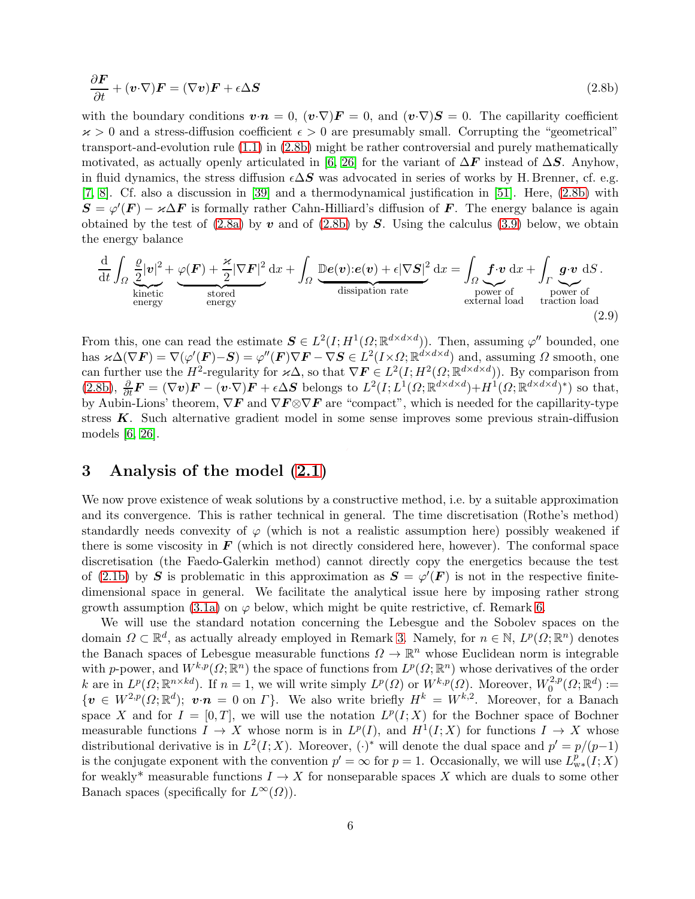$$\frac{\partial \boldsymbol{F}}{\partial t} + (\boldsymbol{v}\cdot\nabla)\boldsymbol{F} = (\nabla \boldsymbol{v})\boldsymbol{F} + \epsilon\Delta \boldsymbol{S} \tag{2.8b}$$

with the boundary conditions $\boldsymbol{v}\cdot\boldsymbol{n} = 0$, $(\boldsymbol{v}\cdot\nabla)\boldsymbol{F} = 0$, and $(\boldsymbol{v}\cdot\nabla)\boldsymbol{S} = 0$. The capillarity coefficient $\varkappa > 0$ and a stress-diffusion coefficient $\epsilon > 0$ are presumably small. Corrupting the "geometrical" transport-and-evolution rule (1.1) in (2.8b) might be rather controversial and purely mathematically motivated, as actually openly articulated in [6, 26] for the variant of $\Delta \boldsymbol{F}$ instead of $\Delta \boldsymbol{S}$. Anyhow, in fluid dynamics, the stress diffusion $\epsilon\Delta\boldsymbol{S}$ was advocated in series of works by H. Brenner, cf. e.g. [7, 8]. Cf. also a discussion in [39] and a thermodynamical justification in [51]. Here, (2.8b) with $\boldsymbol{S} = \varphi'(\boldsymbol{F}) - \varkappa\Delta\boldsymbol{F}$ is formally rather Cahn-Hilliard's diffusion of $\boldsymbol{F}$. The energy balance is again obtained by the test of (2.8a) by $\boldsymbol{v}$ and of (2.8b) by $\boldsymbol{S}$. Using the calculus (3.9) below, we obtain the energy balance

$$\frac{\mathrm{d}}{\mathrm{d}t}\int_\Omega \underbrace{\frac{\varrho}{2}|\boldsymbol{v}|^2}_{\substack{\text{kinetic}\\ \text{energy}}} + \underbrace{\varphi(\boldsymbol{F}) + \frac{\varkappa}{2}|\nabla\boldsymbol{F}|^2}_{\substack{\text{stored}\\ \text{energy}}}\,\mathrm{d}x + \int_\Omega \underbrace{\mathbb{D}\boldsymbol{e}(\boldsymbol{v}){:}\boldsymbol{e}(\boldsymbol{v}) + \epsilon|\nabla\boldsymbol{S}|^2}_{\text{dissipation rate}}\,\mathrm{d}x = \int_\Omega \underbrace{\boldsymbol{f}\cdot\boldsymbol{v}}_{\substack{\text{power of}\\ \text{external load}}}\,\mathrm{d}x + \int_\Gamma \underbrace{\boldsymbol{g}\cdot\boldsymbol{v}}_{\substack{\text{power of}\\ \text{traction load}}}\,\mathrm{d}S\,. \tag{2.9}$$

From this, one can read the estimate $\boldsymbol{S} \in L^2(I; H^1(\Omega;\mathbb{R}^{d\times d\times d}))$. Then, assuming $\varphi''$ bounded, one has $\varkappa\Delta(\nabla\boldsymbol{F}) = \nabla(\varphi'(\boldsymbol{F}) - \boldsymbol{S}) = \varphi''(\boldsymbol{F})\nabla\boldsymbol{F} - \nabla\boldsymbol{S} \in L^2(I\times\Omega;\mathbb{R}^{d\times d\times d})$ and, assuming $\Omega$ smooth, one can further use the $H^2$-regularity for $\varkappa\Delta$, so that $\nabla\boldsymbol{F} \in L^2(I; H^2(\Omega;\mathbb{R}^{d\times d\times d}))$. By comparison from (2.8b), $\frac{\partial}{\partial t}\boldsymbol{F} = (\nabla\boldsymbol{v})\boldsymbol{F} - (\boldsymbol{v}\cdot\nabla)\boldsymbol{F} + \epsilon\Delta\boldsymbol{S}$ belongs to $L^2(I; L^1(\Omega;\mathbb{R}^{d\times d\times d}) + H^1(\Omega;\mathbb{R}^{d\times d\times d})^*)$ so that, by Aubin-Lions' theorem, $\nabla\boldsymbol{F}$ and $\nabla\boldsymbol{F}\otimes\nabla\boldsymbol{F}$ are "compact", which is needed for the capillarity-type stress $\boldsymbol{K}$. Such alternative gradient model in some sense improves some previous strain-diffusion models [6, 26].

## 3 Analysis of the model (2.1)

We now prove existence of weak solutions by a constructive method, i.e. by a suitable approximation and its convergence. This is rather technical in general. The time discretisation (Rothe's method) standardly needs convexity of $\varphi$ (which is not a realistic assumption here) possibly weakened if there is some viscosity in $\boldsymbol{F}$ (which is not directly considered here, however). The conformal space discretisation (the Faedo-Galerkin method) cannot directly copy the energetics because the test of (2.1b) by $\boldsymbol{S}$ is problematic in this approximation as $\boldsymbol{S} = \varphi'(\boldsymbol{F})$ is not in the respective finite-dimensional space in general. We facilitate the analytical issue here by imposing rather strong growth assumption (3.1a) on $\varphi$ below, which might be quite restrictive, cf. Remark 6.

We will use the standard notation concerning the Lebesgue and the Sobolev spaces on the domain $\Omega \subset \mathbb{R}^d$, as actually already employed in Remark 3. Namely, for $n \in \mathbb{N}$, $L^p(\Omega;\mathbb{R}^n)$ denotes the Banach spaces of Lebesgue measurable functions $\Omega \to \mathbb{R}^n$ whose Euclidean norm is integrable with $p$-power, and $W^{k,p}(\Omega;\mathbb{R}^n)$ the space of functions from $L^p(\Omega;\mathbb{R}^n)$ whose derivatives of the order $k$ are in $L^p(\Omega;\mathbb{R}^{n\times kd})$. If $n = 1$, we will write simply $L^p(\Omega)$ or $W^{k,p}(\Omega)$. Moreover, $W_0^{2,p}(\Omega;\mathbb{R}^d) := \{\boldsymbol{v} \in W^{2,p}(\Omega;\mathbb{R}^d);\ \boldsymbol{v}\cdot\boldsymbol{n} = 0 \text{ on } \Gamma\}$. We also write briefly $H^k = W^{k,2}$. Moreover, for a Banach space $X$ and for $I = [0,T]$, we will use the notation $L^p(I;X)$ for the Bochner space of Bochner measurable functions $I \to X$ whose norm is in $L^p(I)$, and $H^1(I;X)$ for functions $I \to X$ whose distributional derivative is in $L^2(I;X)$. Moreover, $(\cdot)^*$ will denote the dual space and $p' = p/(p-1)$ is the conjugate exponent with the convention $p' = \infty$ for $p = 1$. Occasionally, we will use $L^p_{\mathrm{w}*}(I;X)$ for weakly* measurable functions $I \to X$ for nonseparable spaces $X$ which are duals to some other Banach spaces (specifically for $L^\infty(\Omega)$).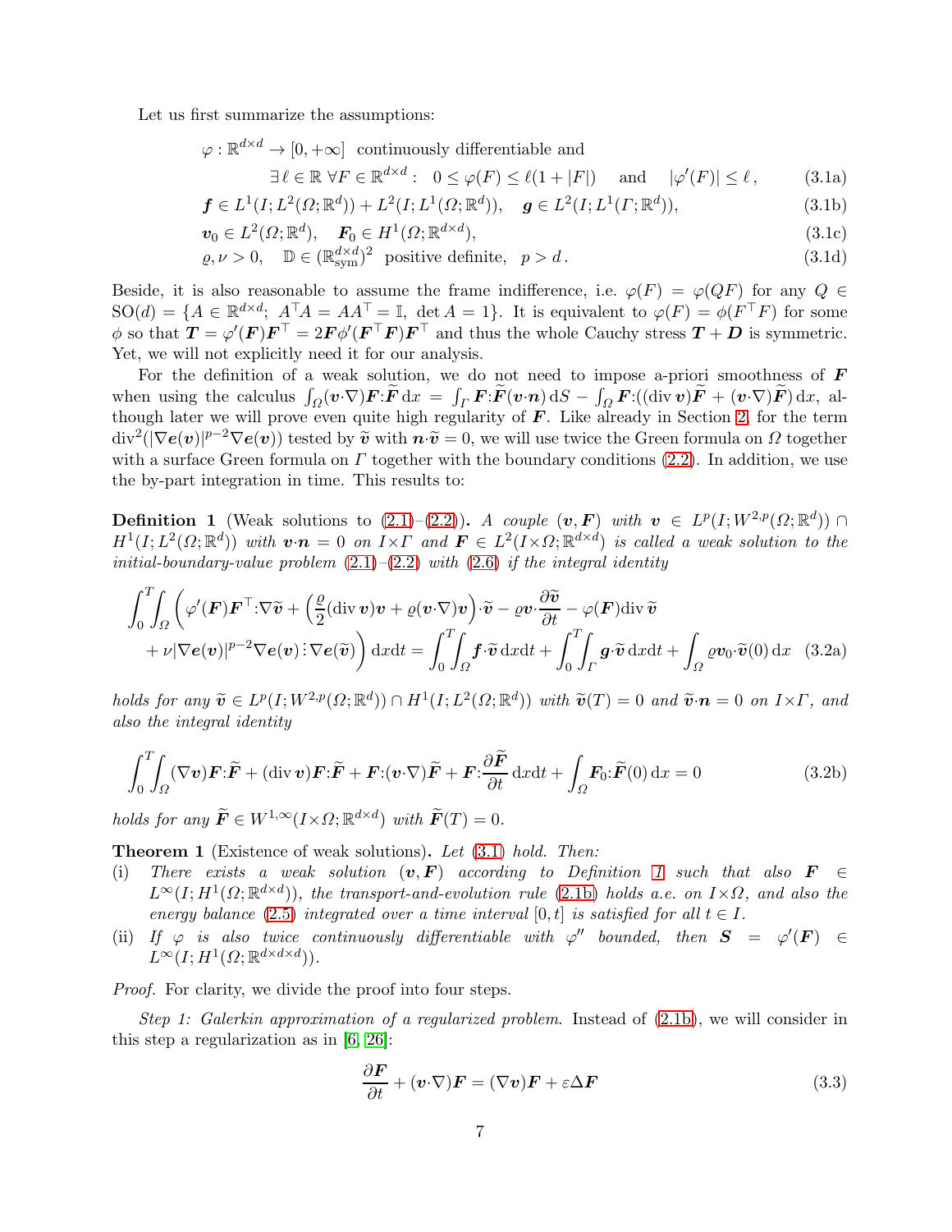Let us first summarize the assumptions:

$$
\begin{aligned}
&\varphi:\mathbb{R}^{d\times d}\to[0,+\infty]\ \text{ continuously differentiable and}\\
&\qquad\qquad \exists\,\ell\in\mathbb{R}\ \forall F\in\mathbb{R}^{d\times d}:\ \ 0\le\varphi(F)\le\ell(1+|F|)\quad\text{ and }\quad|\varphi'(F)|\le\ell\,, &\text{(3.1a)}\\
&\boldsymbol{f}\in L^1(I;L^2(\Omega;\mathbb{R}^d))+L^2(I;L^1(\Omega;\mathbb{R}^d)),\quad \boldsymbol{g}\in L^2(I;L^1(\Gamma;\mathbb{R}^d)), &\text{(3.1b)}\\
&\boldsymbol{v}_0\in L^2(\Omega;\mathbb{R}^d),\quad \boldsymbol{F}_0\in H^1(\Omega;\mathbb{R}^{d\times d}), &\text{(3.1c)}\\
&\varrho,\nu>0,\quad \mathbb{D}\in(\mathbb{R}^{d\times d}_{\rm sym})^2\ \text{ positive definite},\quad p>d\,. &\text{(3.1d)}
\end{aligned}
$$

Beside, it is also reasonable to assume the frame indifference, i.e. $\varphi(F)=\varphi(QF)$ for any $Q\in{\rm SO}(d)=\{A\in\mathbb{R}^{d\times d};\ A^\top A=AA^\top=\mathbb{I},\ \det A=1\}$. It is equivalent to $\varphi(F)=\phi(F^\top F)$ for some $\phi$ so that $\boldsymbol{T}=\varphi'(\boldsymbol{F})\boldsymbol{F}^\top=2\boldsymbol{F}\phi'(\boldsymbol{F}^\top\boldsymbol{F})\boldsymbol{F}^\top$ and thus the whole Cauchy stress $\boldsymbol{T}+\boldsymbol{D}$ is symmetric. Yet, we will not explicitly need it for our analysis.

For the definition of a weak solution, we do not need to impose a-priori smoothness of $\boldsymbol{F}$ when using the calculus $\int_\Omega(\boldsymbol{v}\cdot\nabla)\boldsymbol{F}{:}\widetilde{\boldsymbol{F}}\,{\rm d}x=\int_\Gamma\boldsymbol{F}{:}\widetilde{\boldsymbol{F}}(\boldsymbol{v}\cdot\boldsymbol{n})\,{\rm d}S-\int_\Omega\boldsymbol{F}{:}((\operatorname{div}\boldsymbol{v})\widetilde{\boldsymbol{F}}+(\boldsymbol{v}\cdot\nabla)\widetilde{\boldsymbol{F}})\,{\rm d}x$, although later we will prove even quite high regularity of $\boldsymbol{F}$. Like already in Section 2, for the term $\operatorname{div}^2(|\nabla\boldsymbol{e}(\boldsymbol{v})|^{p-2}\nabla\boldsymbol{e}(\boldsymbol{v}))$ tested by $\widetilde{\boldsymbol{v}}$ with $\boldsymbol{n}\cdot\widetilde{\boldsymbol{v}}=0$, we will use twice the Green formula on $\Omega$ together with a surface Green formula on $\Gamma$ together with the boundary conditions (2.2). In addition, we use the by-part integration in time. This results to:

**Definition 1** (Weak solutions to (2.1)–(2.2))**.** *A couple $(\boldsymbol{v},\boldsymbol{F})$ with $\boldsymbol{v}\in L^p(I;W^{2,p}(\Omega;\mathbb{R}^d))\cap H^1(I;L^2(\Omega;\mathbb{R}^d))$ with $\boldsymbol{v}\cdot\boldsymbol{n}=0$ on $I\times\Gamma$ and $\boldsymbol{F}\in L^2(I\times\Omega;\mathbb{R}^{d\times d})$ is called a weak solution to the initial-boundary-value problem (2.1)–(2.2) with (2.6) if the integral identity*

$$
\begin{aligned}
\int_0^T\!\!\int_\Omega\Big(&\varphi'(\boldsymbol{F})\boldsymbol{F}^\top{:}\nabla\widetilde{\boldsymbol{v}}+\Big(\frac{\varrho}{2}(\operatorname{div}\boldsymbol{v})\boldsymbol{v}+\varrho(\boldsymbol{v}\cdot\nabla)\boldsymbol{v}\Big)\cdot\widetilde{\boldsymbol{v}}-\varrho\boldsymbol{v}\cdot\frac{\partial\widetilde{\boldsymbol{v}}}{\partial t}-\varphi(\boldsymbol{F})\operatorname{div}\widetilde{\boldsymbol{v}}\\
&+\nu|\nabla\boldsymbol{e}(\boldsymbol{v})|^{p-2}\nabla\boldsymbol{e}(\boldsymbol{v}){\vdots}\nabla\boldsymbol{e}(\widetilde{\boldsymbol{v}})\Big)\,{\rm d}x{\rm d}t=\int_0^T\!\!\int_\Omega\boldsymbol{f}\cdot\widetilde{\boldsymbol{v}}\,{\rm d}x{\rm d}t+\int_0^T\!\!\int_\Gamma\boldsymbol{g}\cdot\widetilde{\boldsymbol{v}}\,{\rm d}x{\rm d}t+\int_\Omega\varrho\boldsymbol{v}_0\cdot\widetilde{\boldsymbol{v}}(0)\,{\rm d}x \quad\text{(3.2a)}
\end{aligned}
$$

*holds for any $\widetilde{\boldsymbol{v}}\in L^p(I;W^{2,p}(\Omega;\mathbb{R}^d))\cap H^1(I;L^2(\Omega;\mathbb{R}^d))$ with $\widetilde{\boldsymbol{v}}(T)=0$ and $\widetilde{\boldsymbol{v}}\cdot\boldsymbol{n}=0$ on $I\times\Gamma$, and also the integral identity*

$$
\int_0^T\!\!\int_\Omega(\nabla\boldsymbol{v})\boldsymbol{F}{:}\widetilde{\boldsymbol{F}}+(\operatorname{div}\boldsymbol{v})\boldsymbol{F}{:}\widetilde{\boldsymbol{F}}+\boldsymbol{F}{:}(\boldsymbol{v}\cdot\nabla)\widetilde{\boldsymbol{F}}+\boldsymbol{F}{:}\frac{\partial\widetilde{\boldsymbol{F}}}{\partial t}\,{\rm d}x{\rm d}t+\int_\Omega\boldsymbol{F}_0{:}\widetilde{\boldsymbol{F}}(0)\,{\rm d}x=0 \qquad\text{(3.2b)}
$$

*holds for any $\widetilde{\boldsymbol{F}}\in W^{1,\infty}(I\times\Omega;\mathbb{R}^{d\times d})$ with $\widetilde{\boldsymbol{F}}(T)=0$.*

**Theorem 1** (Existence of weak solutions)**.** *Let (3.1) hold. Then:*

(i) *There exists a weak solution $(\boldsymbol{v},\boldsymbol{F})$ according to Definition 1 such that also $\boldsymbol{F}\in L^\infty(I;H^1(\Omega;\mathbb{R}^{d\times d}))$, the transport-and-evolution rule (2.1b) holds a.e. on $I\times\Omega$, and also the energy balance (2.5) integrated over a time interval $[0,t]$ is satisfied for all $t\in I$.*

(ii) *If $\varphi$ is also twice continuously differentiable with $\varphi''$ bounded, then $\boldsymbol{S}=\varphi'(\boldsymbol{F})\in L^\infty(I;H^1(\Omega;\mathbb{R}^{d\times d\times d}))$.*

*Proof.* For clarity, we divide the proof into four steps.

*Step 1: Galerkin approximation of a regularized problem.* Instead of (2.1b), we will consider in this step a regularization as in [6, 26]:

$$
\frac{\partial\boldsymbol{F}}{\partial t}+(\boldsymbol{v}\cdot\nabla)\boldsymbol{F}=(\nabla\boldsymbol{v})\boldsymbol{F}+\varepsilon\Delta\boldsymbol{F} \qquad\text{(3.3)}
$$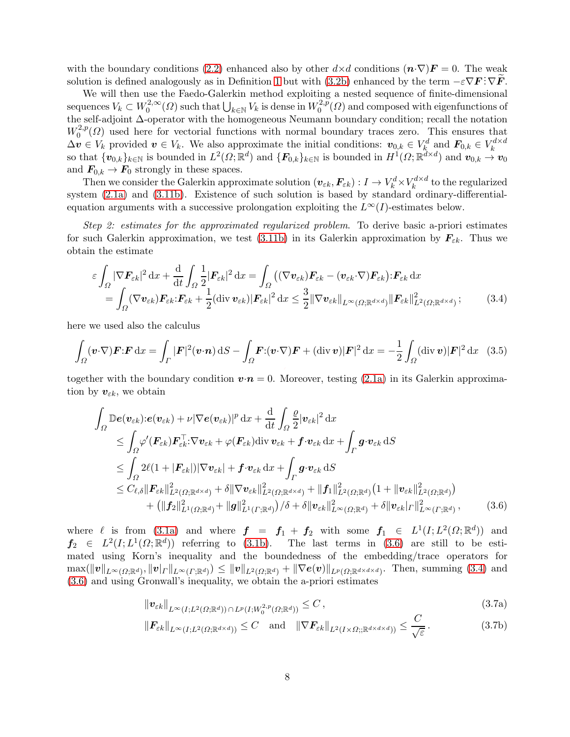with the boundary conditions (2.2) enhanced also by other $d{\times}d$ conditions $(\boldsymbol{n}{\cdot}\nabla)\boldsymbol{F}=0$. The weak solution is defined analogously as in Definition 1 but with (3.2b) enhanced by the term $-\varepsilon\nabla\boldsymbol{F}\,\vdots\,\nabla\widetilde{\boldsymbol{F}}$.

We will then use the Faedo-Galerkin method exploiting a nested sequence of finite-dimensional sequences $V_k\subset W_0^{2,\infty}(\Omega)$ such that $\bigcup_{k\in\mathbb{N}}V_k$ is dense in $W_0^{2,p}(\Omega)$ and composed with eigenfunctions of the self-adjoint $\Delta$-operator with the homogeneous Neumann boundary condition; recall the notation $W_0^{2,p}(\Omega)$ used here for vectorial functions with normal boundary traces zero. This ensures that $\Delta\boldsymbol{v}\in V_k$ provided $\boldsymbol{v}\in V_k$. We also approximate the initial conditions: $\boldsymbol{v}_{0,k}\in V_k^d$ and $\boldsymbol{F}_{0,k}\in V_k^{d\times d}$ so that $\{\boldsymbol{v}_{0,k}\}_{k\in\mathbb{N}}$ is bounded in $L^2(\Omega;\mathbb{R}^d)$ and $\{\boldsymbol{F}_{0,k}\}_{k\in\mathbb{N}}$ is bounded in $H^1(\Omega;\mathbb{R}^{d\times d})$ and $\boldsymbol{v}_{0,k}\to\boldsymbol{v}_0$ and $\boldsymbol{F}_{0,k}\to\boldsymbol{F}_0$ strongly in these spaces.

Then we consider the Galerkin approximate solution $(\boldsymbol{v}_{\varepsilon k},\boldsymbol{F}_{\varepsilon k}):I\to V_k^d{\times}V_k^{d\times d}$ to the regularized system (2.1a) and (3.11b). Existence of such solution is based by standard ordinary-differential-equation arguments with a successive prolongation exploiting the $L^\infty(I)$-estimates below.

*Step 2: estimates for the approximated regularized problem.* To derive basic a-priori estimates for such Galerkin approximation, we test (3.11b) in its Galerkin approximation by $\boldsymbol{F}_{\varepsilon k}$. Thus we obtain the estimate

$$
\begin{aligned}
\varepsilon\int_\Omega|\nabla\boldsymbol{F}_{\varepsilon k}|^2\,\mathrm{d}x+\frac{\mathrm{d}}{\mathrm{d}t}\int_\Omega\frac12|\boldsymbol{F}_{\varepsilon k}|^2\,\mathrm{d}x&=\int_\Omega\big((\nabla\boldsymbol{v}_{\varepsilon k})\boldsymbol{F}_{\varepsilon k}-(\boldsymbol{v}_{\varepsilon k}{\cdot}\nabla)\boldsymbol{F}_{\varepsilon k}\big){:}\boldsymbol{F}_{\varepsilon k}\,\mathrm{d}x\\
&=\int_\Omega(\nabla\boldsymbol{v}_{\varepsilon k})\boldsymbol{F}_{\varepsilon k}{:}\boldsymbol{F}_{\varepsilon k}+\frac12(\mathrm{div}\,\boldsymbol{v}_{\varepsilon k})|\boldsymbol{F}_{\varepsilon k}|^2\,\mathrm{d}x\le\frac32\|\nabla\boldsymbol{v}_{\varepsilon k}\|_{L^\infty(\Omega;\mathbb{R}^{d\times d})}\|\boldsymbol{F}_{\varepsilon k}\|^2_{L^2(\Omega;\mathbb{R}^{d\times d})}\,;
\end{aligned}
\tag{3.4}
$$

here we used also the calculus

$$
\int_\Omega(\boldsymbol{v}{\cdot}\nabla)\boldsymbol{F}{:}\boldsymbol{F}\,\mathrm{d}x=\int_\Gamma|\boldsymbol{F}|^2(\boldsymbol{v}{\cdot}\boldsymbol{n})\,\mathrm{d}S-\int_\Omega\boldsymbol{F}{:}(\boldsymbol{v}{\cdot}\nabla)\boldsymbol{F}+(\mathrm{div}\,\boldsymbol{v})|\boldsymbol{F}|^2\,\mathrm{d}x=-\frac12\int_\Omega(\mathrm{div}\,\boldsymbol{v})|\boldsymbol{F}|^2\,\mathrm{d}x \tag{3.5}
$$

together with the boundary condition $\boldsymbol{v}{\cdot}\boldsymbol{n}=0$. Moreover, testing (2.1a) in its Galerkin approximation by $\boldsymbol{v}_{\varepsilon k}$, we obtain

$$
\begin{aligned}
&\int_\Omega\mathbb{D}\boldsymbol{e}(\boldsymbol{v}_{\varepsilon k}){:}\boldsymbol{e}(\boldsymbol{v}_{\varepsilon k})+\nu|\nabla\boldsymbol{e}(\boldsymbol{v}_{\varepsilon k})|^p\,\mathrm{d}x+\frac{\mathrm{d}}{\mathrm{d}t}\int_\Omega\frac{\varrho}{2}|\boldsymbol{v}_{\varepsilon k}|^2\,\mathrm{d}x\\
&\quad\le\int_\Omega\varphi'(\boldsymbol{F}_{\varepsilon k})\boldsymbol{F}_{\varepsilon k}^\top{:}\nabla\boldsymbol{v}_{\varepsilon k}+\varphi(\boldsymbol{F}_{\varepsilon k})\mathrm{div}\,\boldsymbol{v}_{\varepsilon k}+\boldsymbol{f}{\cdot}\boldsymbol{v}_{\varepsilon k}\,\mathrm{d}x+\int_\Gamma\boldsymbol{g}{\cdot}\boldsymbol{v}_{\varepsilon k}\,\mathrm{d}S\\
&\quad\le\int_\Omega2\ell(1+|\boldsymbol{F}_{\varepsilon k}|)|\nabla\boldsymbol{v}_{\varepsilon k}|+\boldsymbol{f}{\cdot}\boldsymbol{v}_{\varepsilon k}\,\mathrm{d}x+\int_\Gamma\boldsymbol{g}{\cdot}\boldsymbol{v}_{\varepsilon k}\,\mathrm{d}S\\
&\quad\le C_{\ell,\delta}\|\boldsymbol{F}_{\varepsilon k}\|^2_{L^2(\Omega;\mathbb{R}^{d\times d})}+\delta\|\nabla\boldsymbol{v}_{\varepsilon k}\|^2_{L^2(\Omega;\mathbb{R}^{d\times d})}+\|\boldsymbol{f}_1\|^2_{L^2(\Omega;\mathbb{R}^d)}\big(1+\|\boldsymbol{v}_{\varepsilon k}\|^2_{L^2(\Omega;\mathbb{R}^d)}\big)\\
&\qquad+\big(\|\boldsymbol{f}_2\|^2_{L^1(\Omega;\mathbb{R}^d)}+\|\boldsymbol{g}\|^2_{L^1(\Gamma;\mathbb{R}^d)}\big)/\delta+\delta\|\boldsymbol{v}_{\varepsilon k}\|^2_{L^\infty(\Omega;\mathbb{R}^d)}+\delta\|\boldsymbol{v}_{\varepsilon k}|_\Gamma\|^2_{L^\infty(\Gamma;\mathbb{R}^d)}\,,
\end{aligned}
\tag{3.6}
$$

where $\ell$ is from (3.1a) and where $\boldsymbol{f}=\boldsymbol{f}_1+\boldsymbol{f}_2$ with some $\boldsymbol{f}_1\in L^1(I;L^2(\Omega;\mathbb{R}^d))$ and $\boldsymbol{f}_2\in L^2(I;L^1(\Omega;\mathbb{R}^d))$ referring to (3.1b). The last terms in (3.6) are still to be estimated using Korn's inequality and the boundedness of the embedding/trace operators for $\max(\|\boldsymbol{v}\|_{L^\infty(\Omega;\mathbb{R}^d)},\|\boldsymbol{v}|_\Gamma\|_{L^\infty(\Gamma;\mathbb{R}^d)})\le\|\boldsymbol{v}\|_{L^2(\Omega;\mathbb{R}^d)}+\|\nabla\boldsymbol{e}(\boldsymbol{v})\|_{L^p(\Omega;\mathbb{R}^{d\times d\times d})}$. Then, summing (3.4) and (3.6) and using Gronwall's inequality, we obtain the a-priori estimates

$$
\|\boldsymbol{v}_{\varepsilon k}\|_{L^\infty(I;L^2(\Omega;\mathbb{R}^d))\cap L^p(I;W_0^{2,p}(\Omega;\mathbb{R}^d))}\le C\,, \tag{3.7a}
$$

$$
\|\boldsymbol{F}_{\varepsilon k}\|_{L^\infty(I;L^2(\Omega;\mathbb{R}^{d\times d}))}\le C\quad\text{and}\quad\|\nabla\boldsymbol{F}_{\varepsilon k}\|_{L^2(I\times\Omega;;\mathbb{R}^{d\times d\times d}))}\le\frac{C}{\sqrt{\varepsilon}}\,. \tag{3.7b}
$$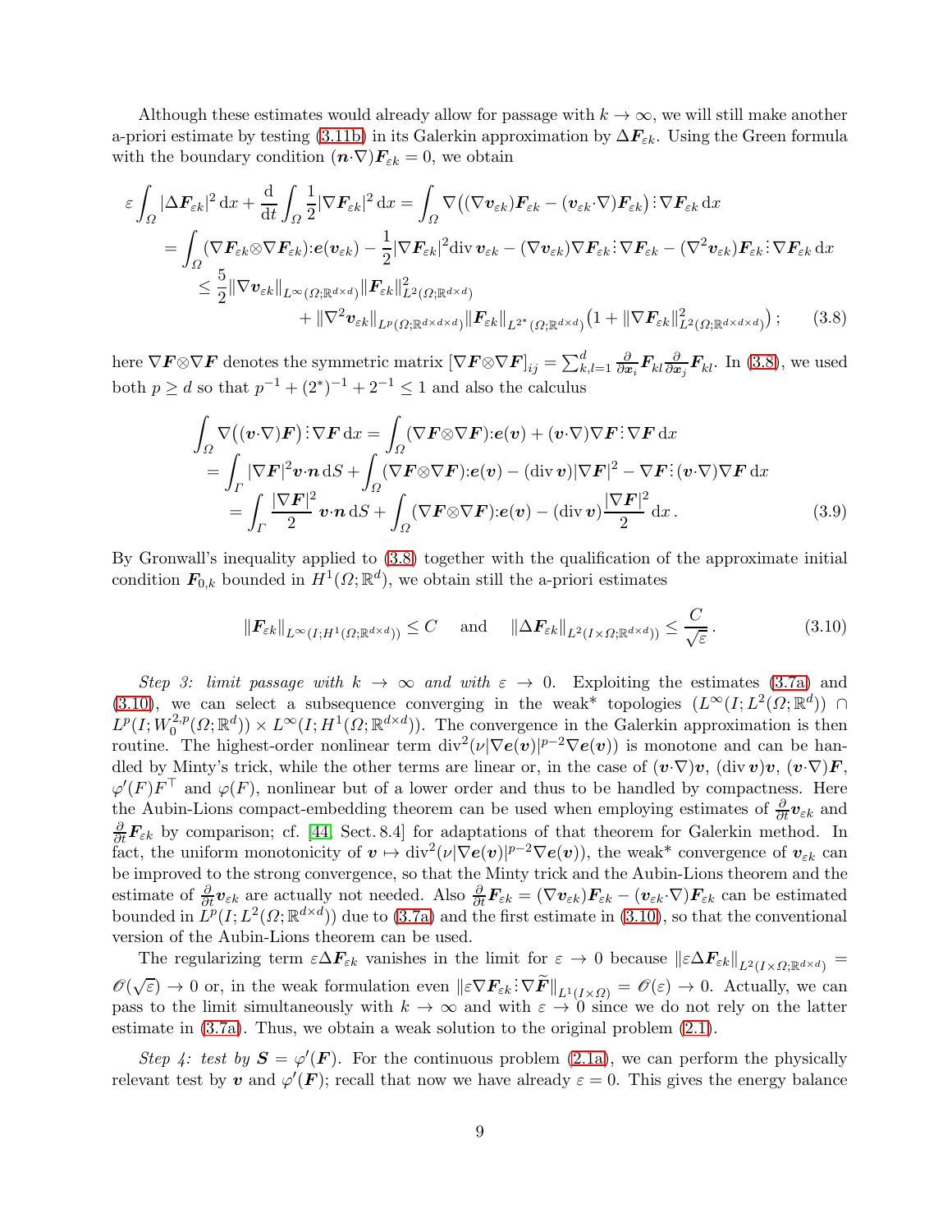Although these estimates would already allow for passage with $k \to \infty$, we will still make another a-priori estimate by testing (3.11b) in its Galerkin approximation by $\Delta \boldsymbol{F}_{\varepsilon k}$. Using the Green formula with the boundary condition $(\boldsymbol{n}\cdot\nabla)\boldsymbol{F}_{\varepsilon k} = 0$, we obtain

$$
\begin{aligned}
\varepsilon \int_\Omega |\Delta \boldsymbol{F}_{\varepsilon k}|^2 \,\mathrm{d}x + \frac{\mathrm{d}}{\mathrm{d}t}\int_\Omega \frac{1}{2}|\nabla \boldsymbol{F}_{\varepsilon k}|^2 \,\mathrm{d}x &= \int_\Omega \nabla\big((\nabla \boldsymbol{v}_{\varepsilon k})\boldsymbol{F}_{\varepsilon k} - (\boldsymbol{v}_{\varepsilon k}\cdot\nabla)\boldsymbol{F}_{\varepsilon k}\big)\,\vdots\,\nabla \boldsymbol{F}_{\varepsilon k}\,\mathrm{d}x \\
&= \int_\Omega (\nabla \boldsymbol{F}_{\varepsilon k}\otimes\nabla \boldsymbol{F}_{\varepsilon k}){:}\boldsymbol{e}(\boldsymbol{v}_{\varepsilon k}) - \frac{1}{2}|\nabla \boldsymbol{F}_{\varepsilon k}|^2 \mathrm{div}\,\boldsymbol{v}_{\varepsilon k} - (\nabla \boldsymbol{v}_{\varepsilon k})\nabla \boldsymbol{F}_{\varepsilon k}\,\vdots\,\nabla \boldsymbol{F}_{\varepsilon k} - (\nabla^2 \boldsymbol{v}_{\varepsilon k})\boldsymbol{F}_{\varepsilon k}\,\vdots\,\nabla \boldsymbol{F}_{\varepsilon k}\,\mathrm{d}x \\
&\le \frac{5}{2}\|\nabla \boldsymbol{v}_{\varepsilon k}\|_{L^\infty(\Omega;\mathbb{R}^{d\times d})}\|\boldsymbol{F}_{\varepsilon k}\|^2_{L^2(\Omega;\mathbb{R}^{d\times d})} \\
&\qquad + \|\nabla^2 \boldsymbol{v}_{\varepsilon k}\|_{L^p(\Omega;\mathbb{R}^{d\times d\times d})}\|\boldsymbol{F}_{\varepsilon k}\|_{L^{2^*}(\Omega;\mathbb{R}^{d\times d})}\big(1 + \|\nabla \boldsymbol{F}_{\varepsilon k}\|^2_{L^2(\Omega;\mathbb{R}^{d\times d\times d})}\big)\,;
\end{aligned}
\tag{3.8}
$$

here $\nabla \boldsymbol{F}\otimes\nabla \boldsymbol{F}$ denotes the symmetric matrix $[\nabla \boldsymbol{F}\otimes\nabla \boldsymbol{F}]_{ij} = \sum_{k,l=1}^d \frac{\partial}{\partial \boldsymbol{x}_i}\boldsymbol{F}_{kl}\frac{\partial}{\partial \boldsymbol{x}_j}\boldsymbol{F}_{kl}$. In (3.8), we used both $p \ge d$ so that $p^{-1} + (2^*)^{-1} + 2^{-1} \le 1$ and also the calculus

$$
\begin{aligned}
\int_\Omega \nabla\big((\boldsymbol{v}\cdot\nabla)\boldsymbol{F}\big)\,\vdots\,\nabla \boldsymbol{F}\,\mathrm{d}x &= \int_\Omega (\nabla \boldsymbol{F}\otimes\nabla \boldsymbol{F}){:}\boldsymbol{e}(\boldsymbol{v}) + (\boldsymbol{v}\cdot\nabla)\nabla \boldsymbol{F}\,\vdots\,\nabla \boldsymbol{F}\,\mathrm{d}x \\
&= \int_\Gamma |\nabla \boldsymbol{F}|^2 \boldsymbol{v}\cdot\boldsymbol{n}\,\mathrm{d}S + \int_\Omega (\nabla \boldsymbol{F}\otimes\nabla \boldsymbol{F}){:}\boldsymbol{e}(\boldsymbol{v}) - (\mathrm{div}\,\boldsymbol{v})|\nabla \boldsymbol{F}|^2 - \nabla \boldsymbol{F}\,\vdots\,(\boldsymbol{v}\cdot\nabla)\nabla \boldsymbol{F}\,\mathrm{d}x \\
&= \int_\Gamma \frac{|\nabla \boldsymbol{F}|^2}{2}\,\boldsymbol{v}\cdot\boldsymbol{n}\,\mathrm{d}S + \int_\Omega (\nabla \boldsymbol{F}\otimes\nabla \boldsymbol{F}){:}\boldsymbol{e}(\boldsymbol{v}) - (\mathrm{div}\,\boldsymbol{v})\frac{|\nabla \boldsymbol{F}|^2}{2}\,\mathrm{d}x\,.
\end{aligned}
\tag{3.9}
$$

By Gronwall's inequality applied to (3.8) together with the qualification of the approximate initial condition $\boldsymbol{F}_{0,k}$ bounded in $H^1(\Omega;\mathbb{R}^d)$, we obtain still the a-priori estimates

$$
\|\boldsymbol{F}_{\varepsilon k}\|_{L^\infty(I;H^1(\Omega;\mathbb{R}^{d\times d}))} \le C \quad \text{and} \quad \|\Delta \boldsymbol{F}_{\varepsilon k}\|_{L^2(I\times\Omega;\mathbb{R}^{d\times d}))} \le \frac{C}{\sqrt{\varepsilon}}\,.
\tag{3.10}
$$

*Step 3: limit passage with $k \to \infty$ and with $\varepsilon \to 0$.* Exploiting the estimates (3.7a) and (3.10), we can select a subsequence converging in the weak* topologies $(L^\infty(I;L^2(\Omega;\mathbb{R}^d)) \cap L^p(I;W_0^{2,p}(\Omega;\mathbb{R}^d)) \times L^\infty(I;H^1(\Omega;\mathbb{R}^{d\times d}))$. The convergence in the Galerkin approximation is then routine. The highest-order nonlinear term $\mathrm{div}^2(\nu|\nabla \boldsymbol{e}(\boldsymbol{v})|^{p-2}\nabla \boldsymbol{e}(\boldsymbol{v}))$ is monotone and can be handled by Minty's trick, while the other terms are linear or, in the case of $(\boldsymbol{v}\cdot\nabla)\boldsymbol{v}$, $(\mathrm{div}\,\boldsymbol{v})\boldsymbol{v}$, $(\boldsymbol{v}\cdot\nabla)\boldsymbol{F}$, $\varphi'(F)F^\top$ and $\varphi(F)$, nonlinear but of a lower order and thus to be handled by compactness. Here the Aubin-Lions compact-embedding theorem can be used when employing estimates of $\frac{\partial}{\partial t}\boldsymbol{v}_{\varepsilon k}$ and $\frac{\partial}{\partial t}\boldsymbol{F}_{\varepsilon k}$ by comparison; cf. [44, Sect. 8.4] for adaptations of that theorem for Galerkin method. In fact, the uniform monotonicity of $\boldsymbol{v} \mapsto \mathrm{div}^2(\nu|\nabla \boldsymbol{e}(\boldsymbol{v})|^{p-2}\nabla \boldsymbol{e}(\boldsymbol{v}))$, the weak* convergence of $\boldsymbol{v}_{\varepsilon k}$ can be improved to the strong convergence, so that the Minty trick and the Aubin-Lions theorem and the estimate of $\frac{\partial}{\partial t}\boldsymbol{v}_{\varepsilon k}$ are actually not needed. Also $\frac{\partial}{\partial t}\boldsymbol{F}_{\varepsilon k} = (\nabla \boldsymbol{v}_{\varepsilon k})\boldsymbol{F}_{\varepsilon k} - (\boldsymbol{v}_{\varepsilon k}\cdot\nabla)\boldsymbol{F}_{\varepsilon k}$ can be estimated bounded in $L^p(I;L^2(\Omega;\mathbb{R}^{d\times d}))$ due to (3.7a) and the first estimate in (3.10), so that the conventional version of the Aubin-Lions theorem can be used.

The regularizing term $\varepsilon\Delta \boldsymbol{F}_{\varepsilon k}$ vanishes in the limit for $\varepsilon \to 0$ because $\|\varepsilon\Delta \boldsymbol{F}_{\varepsilon k}\|_{L^2(I\times\Omega;\mathbb{R}^{d\times d})} = \mathscr{O}(\sqrt{\varepsilon}) \to 0$ or, in the weak formulation even $\|\varepsilon\nabla \boldsymbol{F}_{\varepsilon k}\,\vdots\,\nabla\widetilde{\boldsymbol{F}}\|_{L^1(I\times\Omega)} = \mathscr{O}(\varepsilon) \to 0$. Actually, we can pass to the limit simultaneously with $k \to \infty$ and with $\varepsilon \to 0$ since we do not rely on the latter estimate in (3.7a). Thus, we obtain a weak solution to the original problem (2.1).

*Step 4: test by $\boldsymbol{S} = \varphi'(\boldsymbol{F})$.* For the continuous problem (2.1a), we can perform the physically relevant test by $\boldsymbol{v}$ and $\varphi'(\boldsymbol{F})$; recall that now we have already $\varepsilon = 0$. This gives the energy balance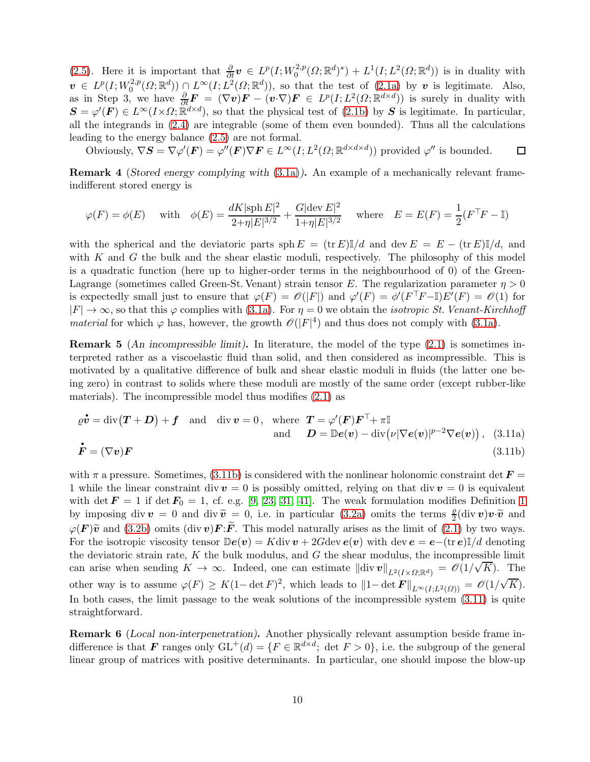(2.5). Here it is important that $\frac{\partial}{\partial t}\boldsymbol{v} \in L^p(I;W_0^{2,p}(\Omega;\mathbb{R}^d)^*) + L^1(I;L^2(\Omega;\mathbb{R}^d))$ is in duality with $\boldsymbol{v} \in L^p(I;W_0^{2,p}(\Omega;\mathbb{R}^d)) \cap L^\infty(I;L^2(\Omega;\mathbb{R}^d))$, so that the test of (2.1a) by $\boldsymbol{v}$ is legitimate. Also, as in Step 3, we have $\frac{\partial}{\partial t}\boldsymbol{F} = (\nabla\boldsymbol{v})\boldsymbol{F} - (\boldsymbol{v}{\cdot}\nabla)\boldsymbol{F} \in L^p(I;L^2(\Omega;\mathbb{R}^{d\times d}))$ is surely in duality with $\boldsymbol{S} = \varphi'(\boldsymbol{F}) \in L^\infty(I{\times}\Omega;\mathbb{R}^{d\times d})$, so that the physical test of (2.1b) by $\boldsymbol{S}$ is legitimate. In particular, all the integrands in (2.4) are integrable (some of them even bounded). Thus all the calculations leading to the energy balance (2.5) are not formal.

Obviously, $\nabla\boldsymbol{S} = \nabla\varphi'(\boldsymbol{F}) = \varphi''(\boldsymbol{F})\nabla\boldsymbol{F} \in L^\infty(I;L^2(\Omega;\mathbb{R}^{d\times d\times d}))$ provided $\varphi''$ is bounded. $\square$

**Remark 4** (*Stored energy complying with* (3.1a)**).** An example of a mechanically relevant frame-indifferent stored energy is

$$\varphi(F) = \phi(E) \quad \text{with} \quad \phi(E) = \frac{dK|\mathrm{sph}\,E|^2}{2{+}\eta|E|^{3/2}} + \frac{G|\mathrm{dev}\,E|^2}{1{+}\eta|E|^{3/2}} \quad \text{where} \quad E = E(F) = \frac{1}{2}(F^\top F - \mathbb{I})$$

with the spherical and the deviatoric parts $\mathrm{sph}\,E = (\mathrm{tr}\,E)\mathbb{I}/d$ and $\mathrm{dev}\,E = E - (\mathrm{tr}\,E)\mathbb{I}/d$, and with $K$ and $G$ the bulk and the shear elastic moduli, respectively. The philosophy of this model is a quadratic function (here up to higher-order terms in the neighbourhood of 0) of the Green-Lagrange (sometimes called Green-St. Venant) strain tensor $E$. The regularization parameter $\eta > 0$ is expectedly small just to ensure that $\varphi(F) = \mathscr{O}(|F|)$ and $\varphi'(F) = \phi'(F^\top F{-}\mathbb{I})E'(F) = \mathscr{O}(1)$ for $|F| \to \infty$, so that this $\varphi$ complies with (3.1a). For $\eta = 0$ we obtain the *isotropic St. Venant-Kirchhoff material* for which $\varphi$ has, however, the growth $\mathscr{O}(|F|^4)$ and thus does not comply with (3.1a).

**Remark 5** (*An incompressible limit*)**.** In literature, the model of the type (2.1) is sometimes interpreted rather as a viscoelastic fluid than solid, and then considered as incompressible. This is motivated by a qualitative difference of bulk and shear elastic moduli in fluids (the latter one being zero) in contrast to solids where these moduli are mostly of the same order (except rubber-like materials). The incompressible model thus modifies (2.1) as

$$\varrho\dot{\boldsymbol{v}} = \mathrm{div}\big(\boldsymbol{T} + \boldsymbol{D}\big) + \boldsymbol{f} \quad \text{and} \quad \mathrm{div}\,\boldsymbol{v} = 0\,, \quad \text{where} \;\; \boldsymbol{T} = \varphi'(\boldsymbol{F})\boldsymbol{F}^\top + \pi\mathbb{I}$$
$$\text{and} \quad \boldsymbol{D} = \mathbb{D}\boldsymbol{e}(\boldsymbol{v}) - \mathrm{div}\big(\nu|\nabla\boldsymbol{e}(\boldsymbol{v})|^{p-2}\nabla\boldsymbol{e}(\boldsymbol{v})\big)\,, \tag{3.11a}$$

$$\dot{\boldsymbol{F}} = (\nabla\boldsymbol{v})\boldsymbol{F} \tag{3.11b}$$

with $\pi$ a pressure. Sometimes, (3.11b) is considered with the nonlinear holonomic constraint $\det\boldsymbol{F} = 1$ while the linear constraint $\mathrm{div}\,\boldsymbol{v} = 0$ is possibly omitted, relying on that $\mathrm{div}\,\boldsymbol{v} = 0$ is equivalent with $\det\boldsymbol{F} = 1$ if $\det\boldsymbol{F}_0 = 1$, cf. e.g. [9, 23, 31, 41]. The weak formulation modifies Definition 1 by imposing $\mathrm{div}\,\boldsymbol{v} = 0$ and $\mathrm{div}\,\widetilde{\boldsymbol{v}} = 0$, i.e. in particular (3.2a) omits the terms $\frac{\varrho}{2}(\mathrm{div}\,\boldsymbol{v})\boldsymbol{v}{\cdot}\widetilde{\boldsymbol{v}}$ and $\varphi(\boldsymbol{F})\widetilde{\boldsymbol{v}}$ and (3.2b) omits $(\mathrm{div}\,\boldsymbol{v})\boldsymbol{F}{:}\widetilde{\boldsymbol{F}}$. This model naturally arises as the limit of (2.1) by two ways. For the isotropic viscosity tensor $\mathbb{D}\boldsymbol{e}(\boldsymbol{v}) = K\mathrm{div}\,\boldsymbol{v} + 2G\mathrm{dev}\,\boldsymbol{e}(\boldsymbol{v})$ with $\mathrm{dev}\,\boldsymbol{e} = \boldsymbol{e}{-}(\mathrm{tr}\,\boldsymbol{e})\mathbb{I}/d$ denoting the deviatoric strain rate, $K$ the bulk modulus, and $G$ the shear modulus, the incompressible limit can arise when sending $K \to \infty$. Indeed, one can estimate $\|\mathrm{div}\,\boldsymbol{v}\|_{L^2(I\times\Omega;\mathbb{R}^d)} = \mathscr{O}(1/\sqrt{K})$. The other way is to assume $\varphi(F) \geq K(1{-}\det F)^2$, which leads to $\|1{-}\det\boldsymbol{F}\|_{L^\infty(I;L^2(\Omega))} = \mathscr{O}(1/\sqrt{K})$. In both cases, the limit passage to the weak solutions of the incompressible system (3.11) is quite straightforward.

**Remark 6** (*Local non-interpenetration*)**.** Another physically relevant assumption beside frame indifference is that $\boldsymbol{F}$ ranges only $\mathrm{GL}^+(d) = \{F \in \mathbb{R}^{d\times d};\ \det F > 0\}$, i.e. the subgroup of the general linear group of matrices with positive determinants. In particular, one should impose the blow-up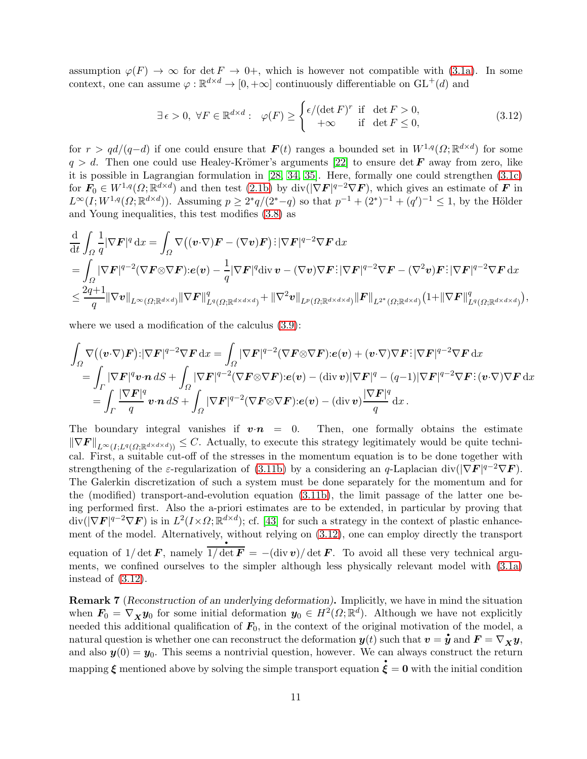assumption $\varphi(F) \to \infty$ for $\det F \to 0+$, which is however not compatible with (3.1a). In some context, one can assume $\varphi : \mathbb{R}^{d\times d} \to [0, +\infty]$ continuously differentiable on $\mathrm{GL}^+(d)$ and

$$
\exists\, \epsilon > 0,\ \forall F \in \mathbb{R}^{d\times d}: \quad \varphi(F) \geq \begin{cases} \epsilon/(\det F)^r & \text{if } \det F > 0, \\ +\infty & \text{if } \det F \leq 0, \end{cases} \tag{3.12}
$$

for $r > qd/(q-d)$ if one could ensure that $\boldsymbol{F}(t)$ ranges a bounded set in $W^{1,q}(\Omega; \mathbb{R}^{d\times d})$ for some $q > d$. Then one could use Healey-Krömer's arguments [22] to ensure $\det \boldsymbol{F}$ away from zero, like it is possible in Lagrangian formulation in [28, 34, 35]. Here, formally one could strengthen (3.1c) for $\boldsymbol{F}_0 \in W^{1,q}(\Omega; \mathbb{R}^{d\times d})$ and then test (2.1b) by $\mathrm{div}(|\nabla \boldsymbol{F}|^{q-2}\nabla \boldsymbol{F})$, which gives an estimate of $\boldsymbol{F}$ in $L^\infty(I; W^{1,q}(\Omega; \mathbb{R}^{d\times d}))$. Assuming $p \geq 2^*q/(2^*-q)$ so that $p^{-1} + (2^*)^{-1} + (q')^{-1} \leq 1$, by the Hölder and Young inequalities, this test modifies (3.8) as

$$
\begin{aligned}
&\frac{\mathrm{d}}{\mathrm{d}t}\int_\Omega \frac{1}{q}|\nabla \boldsymbol{F}|^q \,\mathrm{d}x = \int_\Omega \nabla\big((\boldsymbol{v}\cdot\nabla)\boldsymbol{F} - (\nabla \boldsymbol{v})\boldsymbol{F}\big) \vdots |\nabla \boldsymbol{F}|^{q-2}\nabla \boldsymbol{F} \,\mathrm{d}x \\
&= \int_\Omega |\nabla \boldsymbol{F}|^{q-2}(\nabla \boldsymbol{F} \otimes \nabla \boldsymbol{F}) : \boldsymbol{e}(\boldsymbol{v}) - \frac{1}{q}|\nabla \boldsymbol{F}|^q \mathrm{div}\, \boldsymbol{v} - (\nabla \boldsymbol{v})\nabla \boldsymbol{F} \vdots |\nabla \boldsymbol{F}|^{q-2}\nabla \boldsymbol{F} - (\nabla^2 \boldsymbol{v})\boldsymbol{F} \vdots |\nabla \boldsymbol{F}|^{q-2}\nabla \boldsymbol{F} \,\mathrm{d}x \\
&\leq \frac{2q{+}1}{q}\|\nabla \boldsymbol{v}\|_{L^\infty(\Omega;\mathbb{R}^{d\times d})}\|\nabla \boldsymbol{F}\|^q_{L^q(\Omega;\mathbb{R}^{d\times d\times d})} + \|\nabla^2 \boldsymbol{v}\|_{L^p(\Omega;\mathbb{R}^{d\times d\times d})}\|\boldsymbol{F}\|_{L^{2^*}(\Omega;\mathbb{R}^{d\times d})}\big(1{+}\|\nabla \boldsymbol{F}\|^q_{L^q(\Omega;\mathbb{R}^{d\times d\times d})}\big),
\end{aligned}
$$

where we used a modification of the calculus (3.9):

$$
\begin{aligned}
&\int_\Omega \nabla\big((\boldsymbol{v}\cdot\nabla)\boldsymbol{F}\big) : |\nabla \boldsymbol{F}|^{q-2}\nabla \boldsymbol{F} \,\mathrm{d}x = \int_\Omega |\nabla \boldsymbol{F}|^{q-2}(\nabla \boldsymbol{F} \otimes \nabla \boldsymbol{F}) : \boldsymbol{e}(\boldsymbol{v}) + (\boldsymbol{v}\cdot\nabla)\nabla \boldsymbol{F} \vdots |\nabla \boldsymbol{F}|^{q-2}\nabla \boldsymbol{F} \,\mathrm{d}x \\
&= \int_\Gamma |\nabla \boldsymbol{F}|^q \boldsymbol{v}\cdot\boldsymbol{n} \,dS + \int_\Omega |\nabla \boldsymbol{F}|^{q-2}(\nabla \boldsymbol{F} \otimes \nabla \boldsymbol{F}) : \boldsymbol{e}(\boldsymbol{v}) - (\mathrm{div}\, \boldsymbol{v})|\nabla \boldsymbol{F}|^q - (q{-}1)|\nabla \boldsymbol{F}|^{q-2}\nabla \boldsymbol{F} \vdots (\boldsymbol{v}\cdot\nabla)\nabla \boldsymbol{F} \,\mathrm{d}x \\
&= \int_\Gamma \frac{|\nabla \boldsymbol{F}|^q}{q} \boldsymbol{v}\cdot\boldsymbol{n} \,dS + \int_\Omega |\nabla \boldsymbol{F}|^{q-2}(\nabla \boldsymbol{F} \otimes \nabla \boldsymbol{F}) : \boldsymbol{e}(\boldsymbol{v}) - (\mathrm{div}\, \boldsymbol{v})\frac{|\nabla \boldsymbol{F}|^q}{q} \,\mathrm{d}x\,.
\end{aligned}
$$

The boundary integral vanishes if $\boldsymbol{v}\cdot\boldsymbol{n} = 0$. Then, one formally obtains the estimate $\|\nabla \boldsymbol{F}\|_{L^\infty(I;L^q(\Omega;\mathbb{R}^{d\times d\times d}))} \leq C$. Actually, to execute this strategy legitimately would be quite technical. First, a suitable cut-off of the stresses in the momentum equation is to be done together with strengthening of the $\varepsilon$-regularization of (3.11b) by a considering an $q$-Laplacian $\mathrm{div}(|\nabla \boldsymbol{F}|^{q-2}\nabla \boldsymbol{F})$. The Galerkin discretization of such a system must be done separately for the momentum and for the (modified) transport-and-evolution equation (3.11b), the limit passage of the latter one being performed first. Also the a-priori estimates are to be extended, in particular by proving that $\mathrm{div}(|\nabla \boldsymbol{F}|^{q-2}\nabla \boldsymbol{F})$ is in $L^2(I{\times}\Omega; \mathbb{R}^{d\times d})$; cf. [43] for such a strategy in the context of plastic enhancement of the model. Alternatively, without relying on (3.12), one can employ directly the transport equation of $1/\det \boldsymbol{F}$, namely $\overset{\bullet}{\overline{1/\det \boldsymbol{F}}} = -(\mathrm{div}\, \boldsymbol{v})/\det \boldsymbol{F}$. To avoid all these very technical arguments, we confined ourselves to the simpler although less physically relevant model with (3.1a) instead of (3.12).

**Remark 7** (*Reconstruction of an underlying deformation*)**.** Implicitly, we have in mind the situation when $\boldsymbol{F}_0 = \nabla_{\boldsymbol{X}} \boldsymbol{y}_0$ for some initial deformation $\boldsymbol{y}_0 \in H^2(\Omega; \mathbb{R}^d)$. Although we have not explicitly needed this additional qualification of $\boldsymbol{F}_0$, in the context of the original motivation of the model, a natural question is whether one can reconstruct the deformation $\boldsymbol{y}(t)$ such that $\boldsymbol{v} = \dot{\boldsymbol{y}}$ and $\boldsymbol{F} = \nabla_{\boldsymbol{X}} \boldsymbol{y}$, and also $\boldsymbol{y}(0) = \boldsymbol{y}_0$. This seems a nontrivial question, however. We can always construct the return mapping $\boldsymbol{\xi}$ mentioned above by solving the simple transport equation $\dot{\boldsymbol{\xi}} = \boldsymbol{0}$ with the initial condition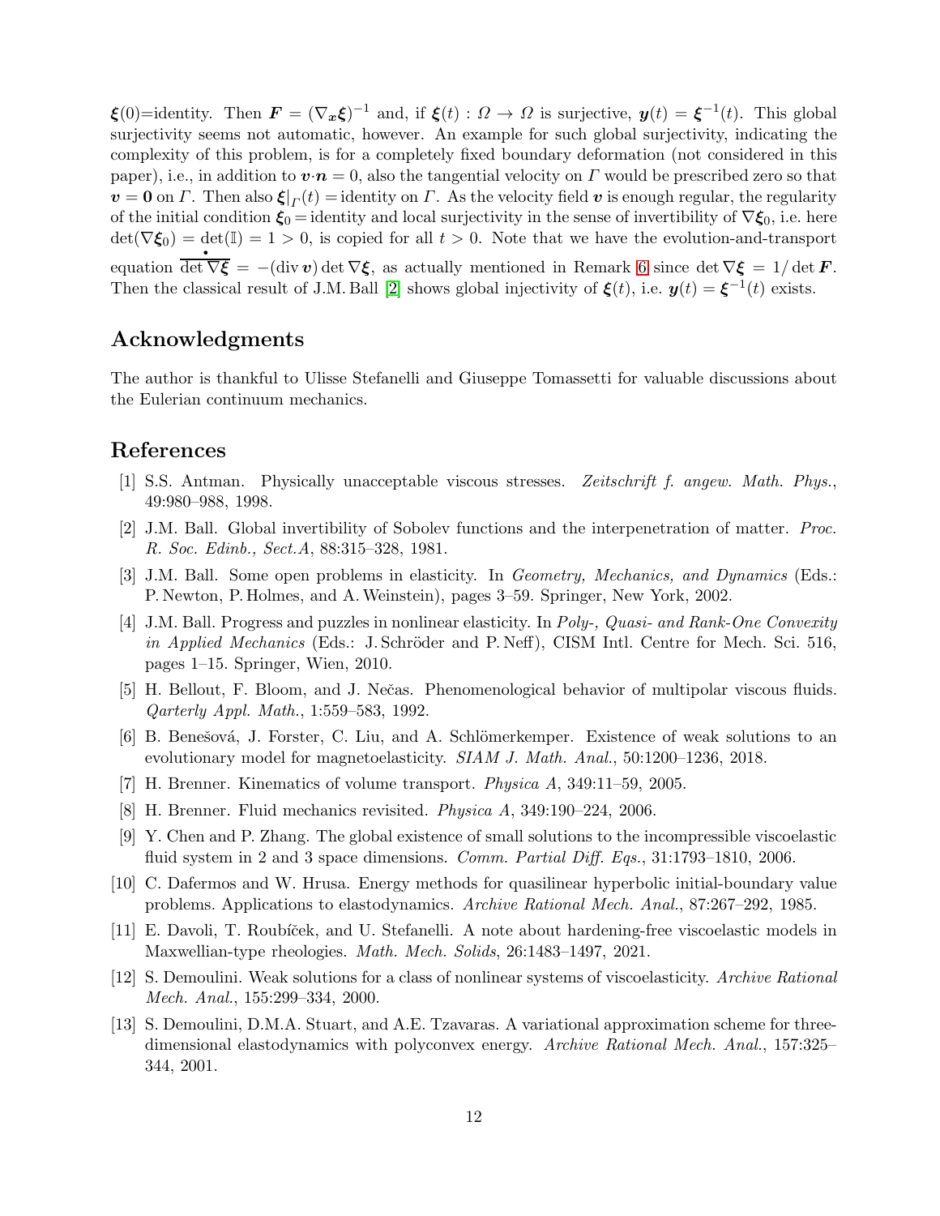$\boldsymbol{\xi}(0)$=identity. Then $\boldsymbol{F} = (\nabla_{\boldsymbol{x}}\boldsymbol{\xi})^{-1}$ and, if $\boldsymbol{\xi}(t) : \Omega \to \Omega$ is surjective, $\boldsymbol{y}(t) = \boldsymbol{\xi}^{-1}(t)$. This global surjectivity seems not automatic, however. An example for such global surjectivity, indicating the complexity of this problem, is for a completely fixed boundary deformation (not considered in this paper), i.e., in addition to $\boldsymbol{v}\cdot\boldsymbol{n} = 0$, also the tangential velocity on $\Gamma$ would be prescribed zero so that $\boldsymbol{v} = \boldsymbol{0}$ on $\Gamma$. Then also $\boldsymbol{\xi}|_\Gamma(t) =$ identity on $\Gamma$. As the velocity field $\boldsymbol{v}$ is enough regular, the regularity of the initial condition $\boldsymbol{\xi}_0 =$ identity and local surjectivity in the sense of invertibility of $\nabla\boldsymbol{\xi}_0$, i.e. here $\det(\nabla\boldsymbol{\xi}_0) = \det(\mathbb{I}) = 1 > 0$, is copied for all $t > 0$. Note that we have the evolution-and-transport equation $\overset{\bullet}{\overline{\det\nabla\boldsymbol{\xi}}} = -(\operatorname{div}\boldsymbol{v})\det\nabla\boldsymbol{\xi}$, as actually mentioned in Remark 6 since $\det\nabla\boldsymbol{\xi} = 1/\det\boldsymbol{F}$. Then the classical result of J.M. Ball [2] shows global injectivity of $\boldsymbol{\xi}(t)$, i.e. $\boldsymbol{y}(t) = \boldsymbol{\xi}^{-1}(t)$ exists.

## Acknowledgments

The author is thankful to Ulisse Stefanelli and Giuseppe Tomassetti for valuable discussions about the Eulerian continuum mechanics.

## References

[1] S.S. Antman. Physically unacceptable viscous stresses. *Zeitschrift f. angew. Math. Phys.*, 49:980–988, 1998.

[2] J.M. Ball. Global invertibility of Sobolev functions and the interpenetration of matter. *Proc. R. Soc. Edinb., Sect.A*, 88:315–328, 1981.

[3] J.M. Ball. Some open problems in elasticity. In *Geometry, Mechanics, and Dynamics* (Eds.: P. Newton, P. Holmes, and A. Weinstein), pages 3–59. Springer, New York, 2002.

[4] J.M. Ball. Progress and puzzles in nonlinear elasticity. In *Poly-, Quasi- and Rank-One Convexity in Applied Mechanics* (Eds.: J. Schröder and P. Neff), CISM Intl. Centre for Mech. Sci. 516, pages 1–15. Springer, Wien, 2010.

[5] H. Bellout, F. Bloom, and J. Nečas. Phenomenological behavior of multipolar viscous fluids. *Qarterly Appl. Math.*, 1:559–583, 1992.

[6] B. Benešová, J. Forster, C. Liu, and A. Schlömerkemper. Existence of weak solutions to an evolutionary model for magnetoelasticity. *SIAM J. Math. Anal.*, 50:1200–1236, 2018.

[7] H. Brenner. Kinematics of volume transport. *Physica A*, 349:11–59, 2005.

[8] H. Brenner. Fluid mechanics revisited. *Physica A*, 349:190–224, 2006.

[9] Y. Chen and P. Zhang. The global existence of small solutions to the incompressible viscoelastic fluid system in 2 and 3 space dimensions. *Comm. Partial Diff. Eqs.*, 31:1793–1810, 2006.

[10] C. Dafermos and W. Hrusa. Energy methods for quasilinear hyperbolic initial-boundary value problems. Applications to elastodynamics. *Archive Rational Mech. Anal.*, 87:267–292, 1985.

[11] E. Davoli, T. Roubíček, and U. Stefanelli. A note about hardening-free viscoelastic models in Maxwellian-type rheologies. *Math. Mech. Solids*, 26:1483–1497, 2021.

[12] S. Demoulini. Weak solutions for a class of nonlinear systems of viscoelasticity. *Archive Rational Mech. Anal.*, 155:299–334, 2000.

[13] S. Demoulini, D.M.A. Stuart, and A.E. Tzavaras. A variational approximation scheme for three-dimensional elastodynamics with polyconvex energy. *Archive Rational Mech. Anal.*, 157:325–344, 2001.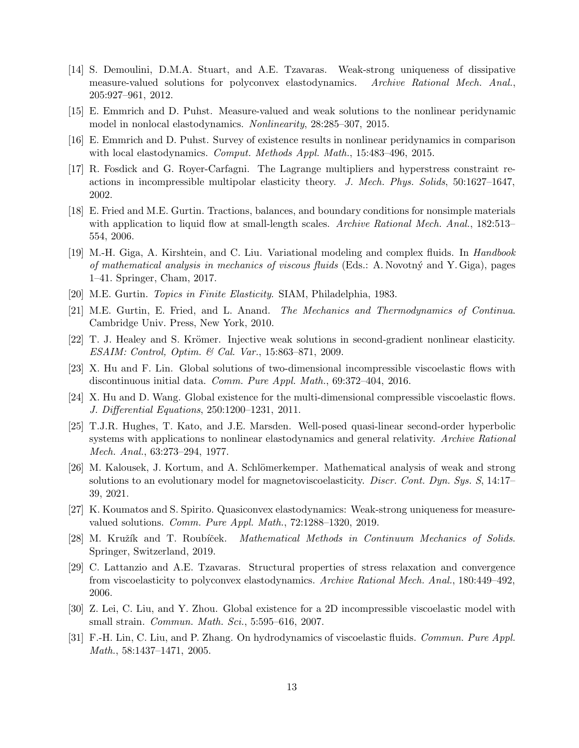[14] S. Demoulini, D.M.A. Stuart, and A.E. Tzavaras. Weak-strong uniqueness of dissipative measure-valued solutions for polyconvex elastodynamics. *Archive Rational Mech. Anal.*, 205:927–961, 2012.

[15] E. Emmrich and D. Puhst. Measure-valued and weak solutions to the nonlinear peridynamic model in nonlocal elastodynamics. *Nonlinearity*, 28:285–307, 2015.

[16] E. Emmrich and D. Puhst. Survey of existence results in nonlinear peridynamics in comparison with local elastodynamics. *Comput. Methods Appl. Math.*, 15:483–496, 2015.

[17] R. Fosdick and G. Royer-Carfagni. The Lagrange multipliers and hyperstress constraint reactions in incompressible multipolar elasticity theory. *J. Mech. Phys. Solids*, 50:1627–1647, 2002.

[18] E. Fried and M.E. Gurtin. Tractions, balances, and boundary conditions for nonsimple materials with application to liquid flow at small-length scales. *Archive Rational Mech. Anal.*, 182:513–554, 2006.

[19] M.-H. Giga, A. Kirshtein, and C. Liu. Variational modeling and complex fluids. In *Handbook of mathematical analysis in mechanics of viscous fluids* (Eds.: A. Novotný and Y. Giga), pages 1–41. Springer, Cham, 2017.

[20] M.E. Gurtin. *Topics in Finite Elasticity*. SIAM, Philadelphia, 1983.

[21] M.E. Gurtin, E. Fried, and L. Anand. *The Mechanics and Thermodynamics of Continua*. Cambridge Univ. Press, New York, 2010.

[22] T. J. Healey and S. Krömer. Injective weak solutions in second-gradient nonlinear elasticity. *ESAIM: Control, Optim. & Cal. Var.*, 15:863–871, 2009.

[23] X. Hu and F. Lin. Global solutions of two-dimensional incompressible viscoelastic flows with discontinuous initial data. *Comm. Pure Appl. Math.*, 69:372–404, 2016.

[24] X. Hu and D. Wang. Global existence for the multi-dimensional compressible viscoelastic flows. *J. Differential Equations*, 250:1200–1231, 2011.

[25] T.J.R. Hughes, T. Kato, and J.E. Marsden. Well-posed quasi-linear second-order hyperbolic systems with applications to nonlinear elastodynamics and general relativity. *Archive Rational Mech. Anal.*, 63:273–294, 1977.

[26] M. Kalousek, J. Kortum, and A. Schlömerkemper. Mathematical analysis of weak and strong solutions to an evolutionary model for magnetoviscoelasticity. *Discr. Cont. Dyn. Sys. S*, 14:17–39, 2021.

[27] K. Koumatos and S. Spirito. Quasiconvex elastodynamics: Weak-strong uniqueness for measure-valued solutions. *Comm. Pure Appl. Math.*, 72:1288–1320, 2019.

[28] M. Kružík and T. Roubíček. *Mathematical Methods in Continuum Mechanics of Solids.* Springer, Switzerland, 2019.

[29] C. Lattanzio and A.E. Tzavaras. Structural properties of stress relaxation and convergence from viscoelasticity to polyconvex elastodynamics. *Archive Rational Mech. Anal.*, 180:449–492, 2006.

[30] Z. Lei, C. Liu, and Y. Zhou. Global existence for a 2D incompressible viscoelastic model with small strain. *Commun. Math. Sci.*, 5:595–616, 2007.

[31] F.-H. Lin, C. Liu, and P. Zhang. On hydrodynamics of viscoelastic fluids. *Commun. Pure Appl. Math.*, 58:1437–1471, 2005.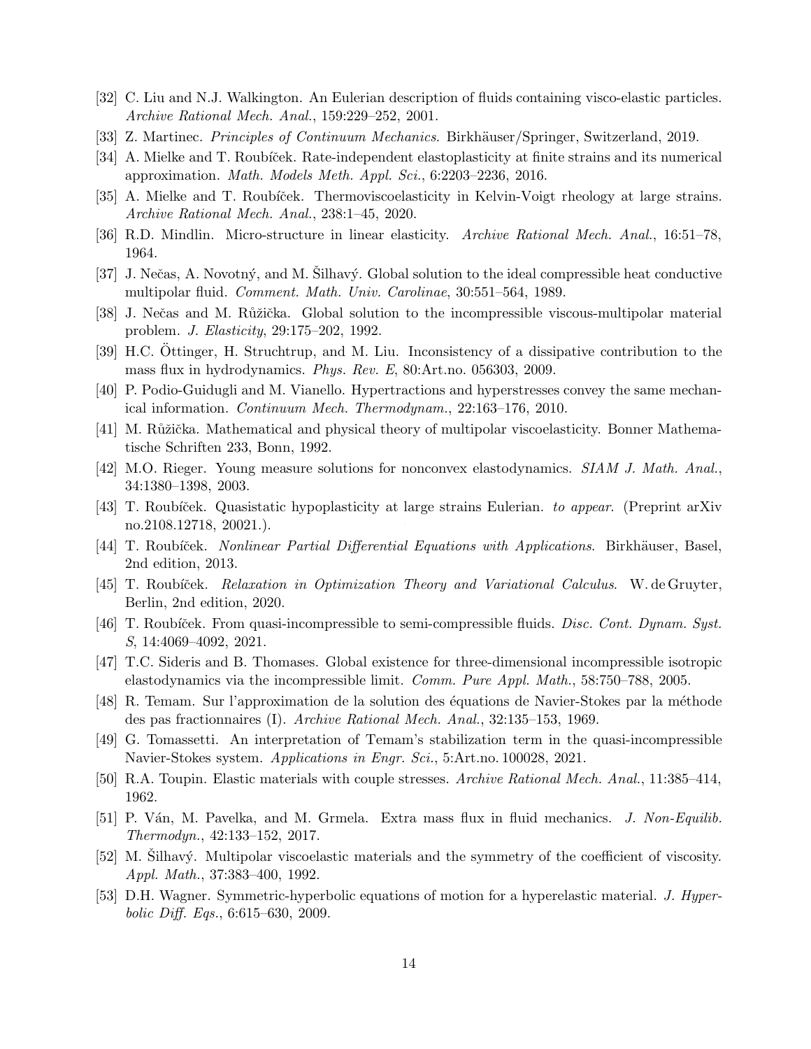[32] C. Liu and N.J. Walkington. An Eulerian description of fluids containing visco-elastic particles. *Archive Rational Mech. Anal.*, 159:229–252, 2001.

[33] Z. Martinec. *Principles of Continuum Mechanics*. Birkhäuser/Springer, Switzerland, 2019.

[34] A. Mielke and T. Roubíček. Rate-independent elastoplasticity at finite strains and its numerical approximation. *Math. Models Meth. Appl. Sci.*, 6:2203–2236, 2016.

[35] A. Mielke and T. Roubíček. Thermoviscoelasticity in Kelvin-Voigt rheology at large strains. *Archive Rational Mech. Anal.*, 238:1–45, 2020.

[36] R.D. Mindlin. Micro-structure in linear elasticity. *Archive Rational Mech. Anal.*, 16:51–78, 1964.

[37] J. Nečas, A. Novotný, and M. Šilhavý. Global solution to the ideal compressible heat conductive multipolar fluid. *Comment. Math. Univ. Carolinae*, 30:551–564, 1989.

[38] J. Nečas and M. Růžička. Global solution to the incompressible viscous-multipolar material problem. *J. Elasticity*, 29:175–202, 1992.

[39] H.C. Öttinger, H. Struchtrup, and M. Liu. Inconsistency of a dissipative contribution to the mass flux in hydrodynamics. *Phys. Rev. E*, 80:Art.no. 056303, 2009.

[40] P. Podio-Guidugli and M. Vianello. Hypertractions and hyperstresses convey the same mechanical information. *Continuum Mech. Thermodynam.*, 22:163–176, 2010.

[41] M. Růžička. Mathematical and physical theory of multipolar viscoelasticity. Bonner Mathematische Schriften 233, Bonn, 1992.

[42] M.O. Rieger. Young measure solutions for nonconvex elastodynamics. *SIAM J. Math. Anal.*, 34:1380–1398, 2003.

[43] T. Roubíček. Quasistatic hypoplasticity at large strains Eulerian. *to appear.* (Preprint arXiv no.2108.12718, 20021.).

[44] T. Roubíček. *Nonlinear Partial Differential Equations with Applications*. Birkhäuser, Basel, 2nd edition, 2013.

[45] T. Roubíček. *Relaxation in Optimization Theory and Variational Calculus*. W. de Gruyter, Berlin, 2nd edition, 2020.

[46] T. Roubíček. From quasi-incompressible to semi-compressible fluids. *Disc. Cont. Dynam. Syst. S*, 14:4069–4092, 2021.

[47] T.C. Sideris and B. Thomases. Global existence for three-dimensional incompressible isotropic elastodynamics via the incompressible limit. *Comm. Pure Appl. Math.*, 58:750–788, 2005.

[48] R. Temam. Sur l'approximation de la solution des équations de Navier-Stokes par la méthode des pas fractionnaires (I). *Archive Rational Mech. Anal.*, 32:135–153, 1969.

[49] G. Tomassetti. An interpretation of Temam's stabilization term in the quasi-incompressible Navier-Stokes system. *Applications in Engr. Sci.*, 5:Art.no. 100028, 2021.

[50] R.A. Toupin. Elastic materials with couple stresses. *Archive Rational Mech. Anal.*, 11:385–414, 1962.

[51] P. Ván, M. Pavelka, and M. Grmela. Extra mass flux in fluid mechanics. *J. Non-Equilib. Thermodyn.*, 42:133–152, 2017.

[52] M. Šilhavý. Multipolar viscoelastic materials and the symmetry of the coefficient of viscosity. *Appl. Math.*, 37:383–400, 1992.

[53] D.H. Wagner. Symmetric-hyperbolic equations of motion for a hyperelastic material. *J. Hyperbolic Diff. Eqs.*, 6:615–630, 2009.